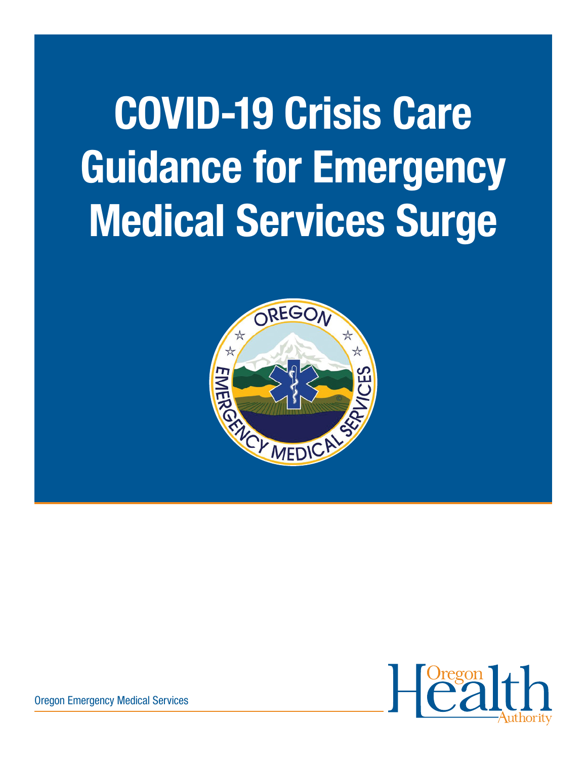# COVID-19 Crisis Care Guidance for Emergency Medical Services Surge

Oregon Emergency Medical Services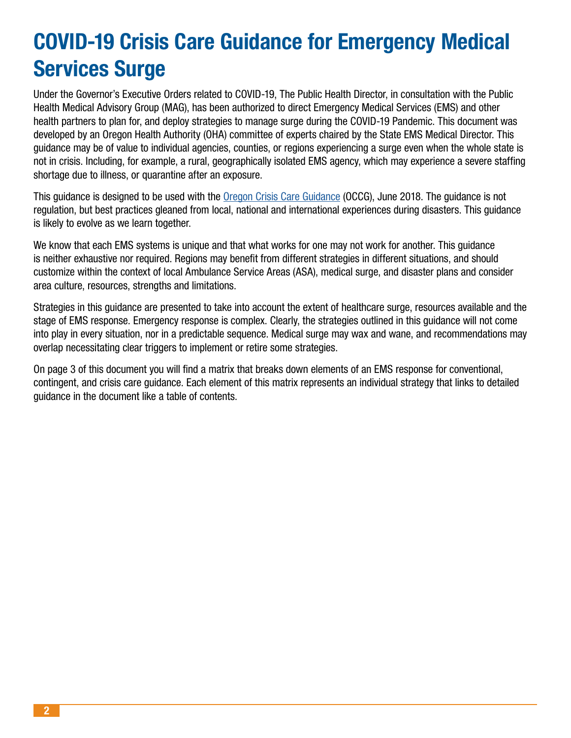# COVID-19 Crisis Care Guidance for Emergency Medical Services Surge

Under the Governor's Executive Orders related to COVID-19, The Public Health Director, in consultation with the Public Health Medical Advisory Group (MAG), has been authorized to direct Emergency Medical Services (EMS) and other health partners to plan for, and deploy strategies to manage surge during the COVID-19 Pandemic. This document was developed by an Oregon Health Authority (OHA) committee of experts chaired by the State EMS Medical Director. This guidance may be of value to individual agencies, counties, or regions experiencing a surge even when the whole state is not in crisis. Including, for example, a rural, geographically isolated EMS agency, which may experience a severe staffing shortage due to illness, or quarantine after an exposure.

This guidance is designed to be used with the Oregon Crisis Care Guidance (OCCG), June 2018. The guidance is not regulation, but best practices gleaned from local, national and international experiences during disasters. This guidance is likely to evolve as we learn together.

We know that each EMS systems is unique and that what works for one may not work for another. This guidance is neither exhaustive nor required. Regions may benefit from different strategies in different situations, and should customize within the context of local Ambulance Service Areas (ASA), medical surge, and disaster plans and consider area culture, resources, strengths and limitations.

Strategies in this guidance are presented to take into account the extent of healthcare surge, resources available and the stage of EMS response. Emergency response is complex. Clearly, the strategies outlined in this guidance will not come into play in every situation, nor in a predictable sequence. Medical surge may wax and wane, and recommendations may overlap necessitating clear triggers to implement or retire some strategies.

On page 3 of this document you will find a matrix that breaks down elements of an EMS response for conventional, contingent, and crisis care guidance. Each element of this matrix represents an individual strategy that links to detailed guidance in the document like a table of contents.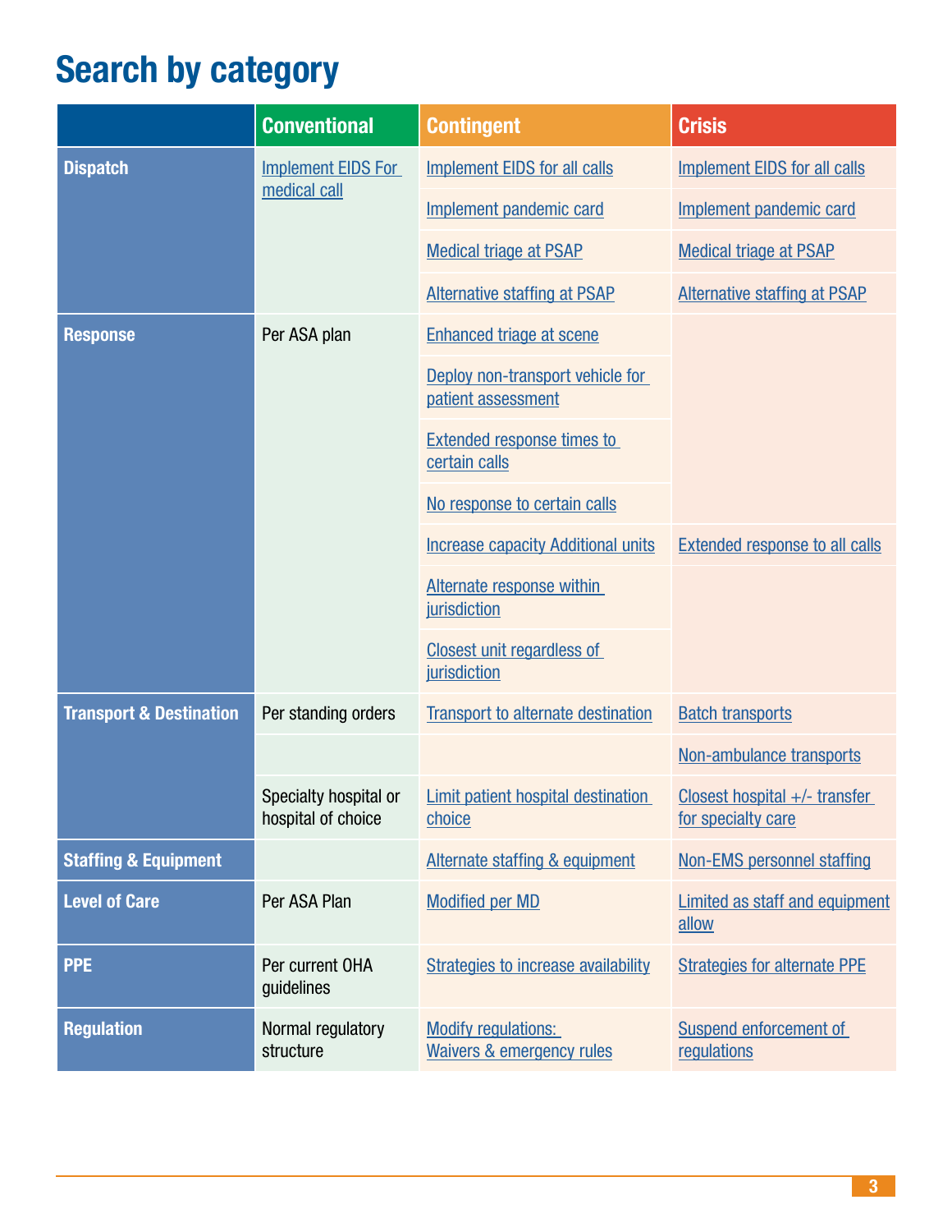# Search by category

| | Conventional | Contingent | Crisis |
|---|---|---|---|
| **Dispatch** | Implement EIDS For medical call | Implement EIDS for all calls | Implement EIDS for all calls |
| | | Implement pandemic card | Implement pandemic card |
| | | Medical triage at PSAP | Medical triage at PSAP |
| | | Alternative staffing at PSAP | Alternative staffing at PSAP |
| **Response** | Per ASA plan | Enhanced triage at scene | |
| | | Deploy non-transport vehicle for patient assessment | |
| | | Extended response times to certain calls | |
| | | No response to certain calls | |
| | | Increase capacity Additional units | Extended response to all calls |
| | | Alternate response within jurisdiction | |
| | | Closest unit regardless of jurisdiction | |
| **Transport & Destination** | Per standing orders | Transport to alternate destination | Batch transports |
| | | | Non-ambulance transports |
| | Specialty hospital or hospital of choice | Limit patient hospital destination choice | Closest hospital +/- transfer for specialty care |
| **Staffing & Equipment** | | Alternate staffing & equipment | Non-EMS personnel staffing |
| **Level of Care** | Per ASA Plan | Modified per MD | Limited as staff and equipment allow |
| **PPE** | Per current OHA guidelines | Strategies to increase availability | Strategies for alternate PPE |
| **Regulation** | Normal regulatory structure | Modify regulations: Waivers & emergency rules | Suspend enforcement of regulations |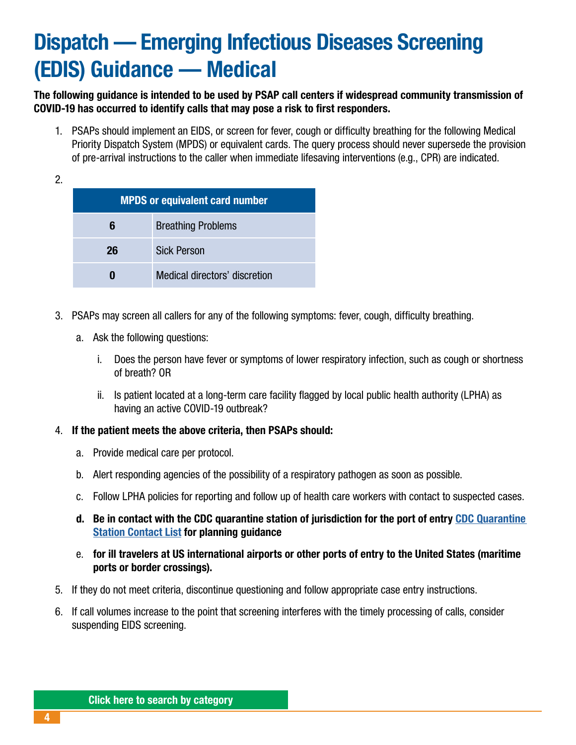# Dispatch — Emerging Infectious Diseases Screening (EDIS) Guidance — Medical

**The following guidance is intended to be used by PSAP call centers if widespread community transmission of COVID-19 has occurred to identify calls that may pose a risk to first responders.**

1. PSAPs should implement an EIDS, or screen for fever, cough or difficulty breathing for the following Medical Priority Dispatch System (MPDS) or equivalent cards. The query process should never supersede the provision of pre-arrival instructions to the caller when immediate lifesaving interventions (e.g., CPR) are indicated.

2. 

| MPDS or equivalent card number | |
|---|---|
| **6** | Breathing Problems |
| **26** | Sick Person |
| **0** | Medical directors' discretion |

3. PSAPs may screen all callers for any of the following symptoms: fever, cough, difficulty breathing.
   a. Ask the following questions:
      i. Does the person have fever or symptoms of lower respiratory infection, such as cough or shortness of breath? OR
      ii. Is patient located at a long-term care facility flagged by local public health authority (LPHA) as having an active COVID-19 outbreak?

4. **If the patient meets the above criteria, then PSAPs should:**
   a. Provide medical care per protocol.
   b. Alert responding agencies of the possibility of a respiratory pathogen as soon as possible.
   c. Follow LPHA policies for reporting and follow up of health care workers with contact to suspected cases.
   d. **Be in contact with the CDC quarantine station of jurisdiction for the port of entry CDC Quarantine Station Contact List for planning guidance**
   e. **for ill travelers at US international airports or other ports of entry to the United States (maritime ports or border crossings).**

5. If they do not meet criteria, discontinue questioning and follow appropriate case entry instructions.

6. If call volumes increase to the point that screening interferes with the timely processing of calls, consider suspending EIDS screening.

**Click here to search by category**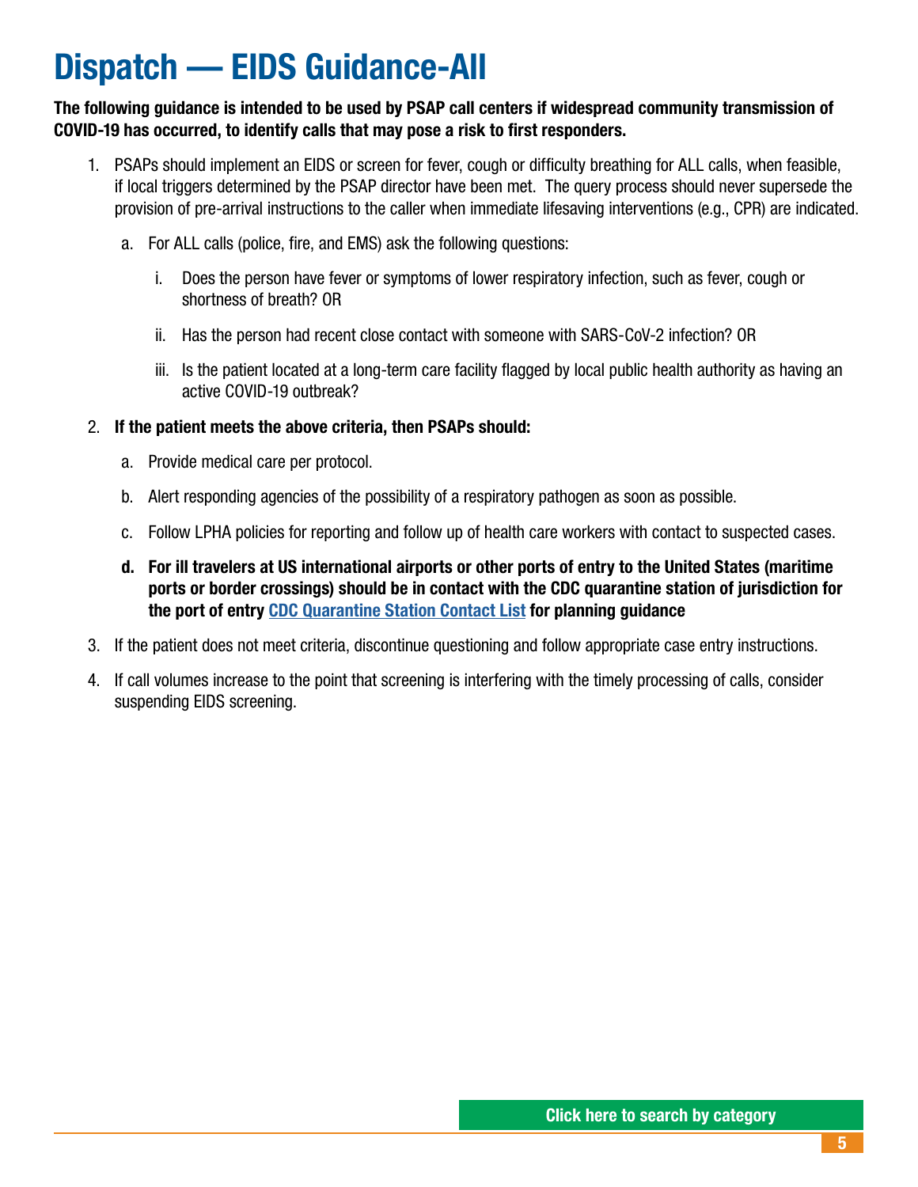# Dispatch — EIDS Guidance-All

**The following guidance is intended to be used by PSAP call centers if widespread community transmission of COVID-19 has occurred, to identify calls that may pose a risk to first responders.**

1. PSAPs should implement an EIDS or screen for fever, cough or difficulty breathing for ALL calls, when feasible, if local triggers determined by the PSAP director have been met. The query process should never supersede the provision of pre-arrival instructions to the caller when immediate lifesaving interventions (e.g., CPR) are indicated.
   a. For ALL calls (police, fire, and EMS) ask the following questions:
      i. Does the person have fever or symptoms of lower respiratory infection, such as fever, cough or shortness of breath? OR
      ii. Has the person had recent close contact with someone with SARS-CoV-2 infection? OR
      iii. Is the patient located at a long-term care facility flagged by local public health authority as having an active COVID-19 outbreak?
2. **If the patient meets the above criteria, then PSAPs should:**
   a. Provide medical care per protocol.
   b. Alert responding agencies of the possibility of a respiratory pathogen as soon as possible.
   c. Follow LPHA policies for reporting and follow up of health care workers with contact to suspected cases.
   d. **For ill travelers at US international airports or other ports of entry to the United States (maritime ports or border crossings) should be in contact with the CDC quarantine station of jurisdiction for the port of entry CDC Quarantine Station Contact List for planning guidance**
3. If the patient does not meet criteria, discontinue questioning and follow appropriate case entry instructions.
4. If call volumes increase to the point that screening is interfering with the timely processing of calls, consider suspending EIDS screening.

Click here to search by category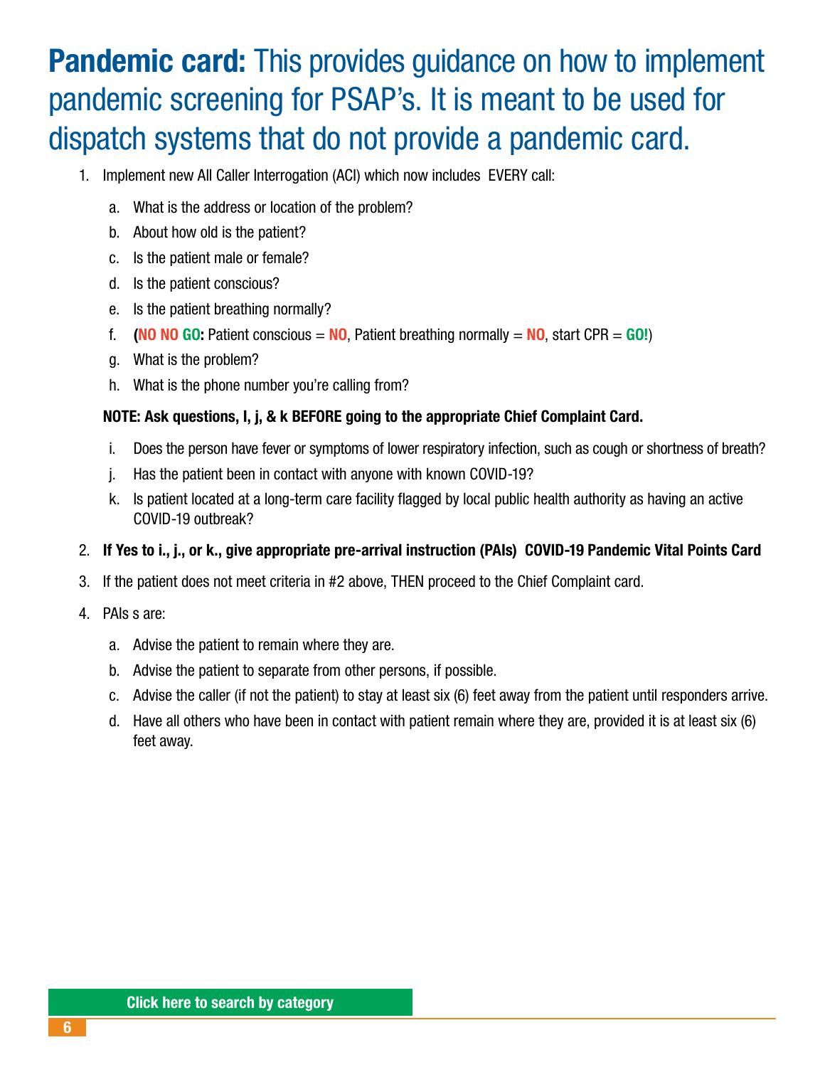# **Pandemic card:** This provides guidance on how to implement pandemic screening for PSAP's. It is meant to be used for dispatch systems that do not provide a pandemic card.

1. Implement new All Caller Interrogation (ACI) which now includes EVERY call:
   a. What is the address or location of the problem?
   b. About how old is the patient?
   c. Is the patient male or female?
   d. Is the patient conscious?
   e. Is the patient breathing normally?
   f. **(NO NO GO:** Patient conscious = **NO**, Patient breathing normally = **NO**, start CPR = **GO!**)
   g. What is the problem?
   h. What is the phone number you're calling from?

   **NOTE: Ask questions, I, j, & k BEFORE going to the appropriate Chief Complaint Card.**

   i. Does the person have fever or symptoms of lower respiratory infection, such as cough or shortness of breath?
   j. Has the patient been in contact with anyone with known COVID-19?
   k. Is patient located at a long-term care facility flagged by local public health authority as having an active COVID-19 outbreak?
2. **If Yes to i., j., or k., give appropriate pre-arrival instruction (PAIs) COVID-19 Pandemic Vital Points Card**
3. If the patient does not meet criteria in #2 above, THEN proceed to the Chief Complaint card.
4. PAIs s are:
   a. Advise the patient to remain where they are.
   b. Advise the patient to separate from other persons, if possible.
   c. Advise the caller (if not the patient) to stay at least six (6) feet away from the patient until responders arrive.
   d. Have all others who have been in contact with patient remain where they are, provided it is at least six (6) feet away.

**Click here to search by category**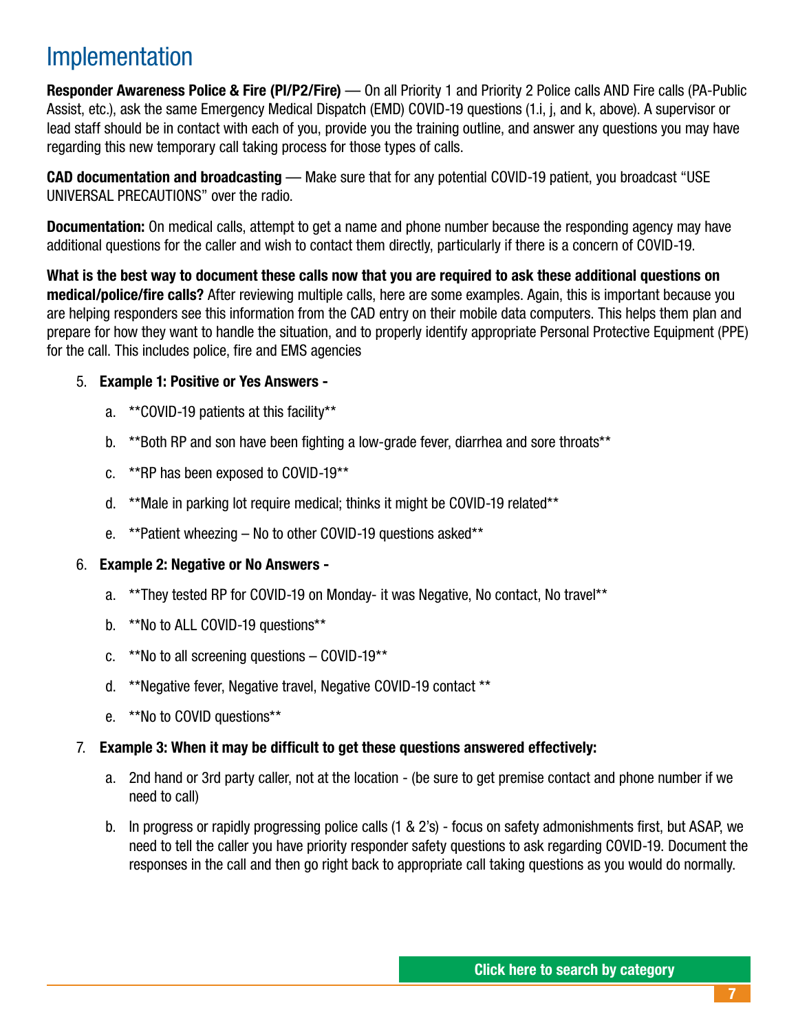# Implementation

**Responder Awareness Police & Fire (PI/P2/Fire)** — On all Priority 1 and Priority 2 Police calls AND Fire calls (PA-Public Assist, etc.), ask the same Emergency Medical Dispatch (EMD) COVID-19 questions (1.i, j, and k, above). A supervisor or lead staff should be in contact with each of you, provide you the training outline, and answer any questions you may have regarding this new temporary call taking process for those types of calls.

**CAD documentation and broadcasting** — Make sure that for any potential COVID-19 patient, you broadcast "USE UNIVERSAL PRECAUTIONS" over the radio.

**Documentation:** On medical calls, attempt to get a name and phone number because the responding agency may have additional questions for the caller and wish to contact them directly, particularly if there is a concern of COVID-19.

**What is the best way to document these calls now that you are required to ask these additional questions on medical/police/fire calls?** After reviewing multiple calls, here are some examples. Again, this is important because you are helping responders see this information from the CAD entry on their mobile data computers. This helps them plan and prepare for how they want to handle the situation, and to properly identify appropriate Personal Protective Equipment (PPE) for the call. This includes police, fire and EMS agencies

5. **Example 1: Positive or Yes Answers -**
    a. **COVID-19 patients at this facility**
    b. **Both RP and son have been fighting a low-grade fever, diarrhea and sore throats**
    c. **RP has been exposed to COVID-19**
    d. **Male in parking lot require medical; thinks it might be COVID-19 related**
    e. **Patient wheezing – No to other COVID-19 questions asked**
6. **Example 2: Negative or No Answers -**
    a. **They tested RP for COVID-19 on Monday- it was Negative, No contact, No travel**
    b. **No to ALL COVID-19 questions**
    c. **No to all screening questions – COVID-19**
    d. **Negative fever, Negative travel, Negative COVID-19 contact **
    e. **No to COVID questions**
7. **Example 3: When it may be difficult to get these questions answered effectively:**
    a. 2nd hand or 3rd party caller, not at the location - (be sure to get premise contact and phone number if we need to call)
    b. In progress or rapidly progressing police calls (1 & 2's) - focus on safety admonishments first, but ASAP, we need to tell the caller you have priority responder safety questions to ask regarding COVID-19. Document the responses in the call and then go right back to appropriate call taking questions as you would do normally.

Click here to search by category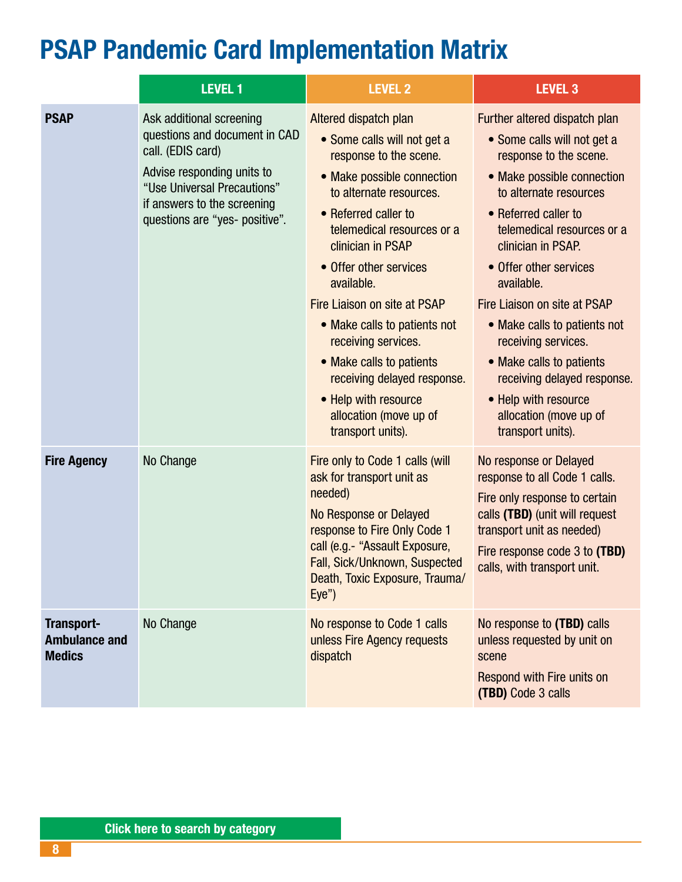# PSAP Pandemic Card Implementation Matrix

| | LEVEL 1 | LEVEL 2 | LEVEL 3 |
|---|---|---|---|
| **PSAP** | Ask additional screening questions and document in CAD call. (EDIS card)<br><br>Advise responding units to "Use Universal Precautions" if answers to the screening questions are "yes- positive". | Altered dispatch plan<br>• Some calls will not get a response to the scene.<br>• Make possible connection to alternate resources.<br>• Referred caller to telemedical resources or a clinician in PSAP<br>• Offer other services available.<br><br>Fire Liaison on site at PSAP<br>• Make calls to patients not receiving services.<br>• Make calls to patients receiving delayed response.<br>• Help with resource allocation (move up of transport units). | Further altered dispatch plan<br>• Some calls will not get a response to the scene.<br>• Make possible connection to alternate resources<br>• Referred caller to telemedical resources or a clinician in PSAP.<br>• Offer other services available.<br><br>Fire Liaison on site at PSAP<br>• Make calls to patients not receiving services.<br>• Make calls to patients receiving delayed response.<br>• Help with resource allocation (move up of transport units). |
| **Fire Agency** | No Change | Fire only to Code 1 calls (will ask for transport unit as needed)<br><br>No Response or Delayed response to Fire Only Code 1 call (e.g.- "Assault Exposure, Fall, Sick/Unknown, Suspected Death, Toxic Exposure, Trauma/ Eye") | No response or Delayed response to all Code 1 calls.<br><br>Fire only response to certain calls **(TBD)** (unit will request transport unit as needed)<br><br>Fire response code 3 to **(TBD)** calls, with transport unit. |
| **Transport-Ambulance and Medics** | No Change | No response to Code 1 calls unless Fire Agency requests dispatch | No response to **(TBD)** calls unless requested by unit on scene<br><br>Respond with Fire units on **(TBD)** Code 3 calls |

Click here to search by category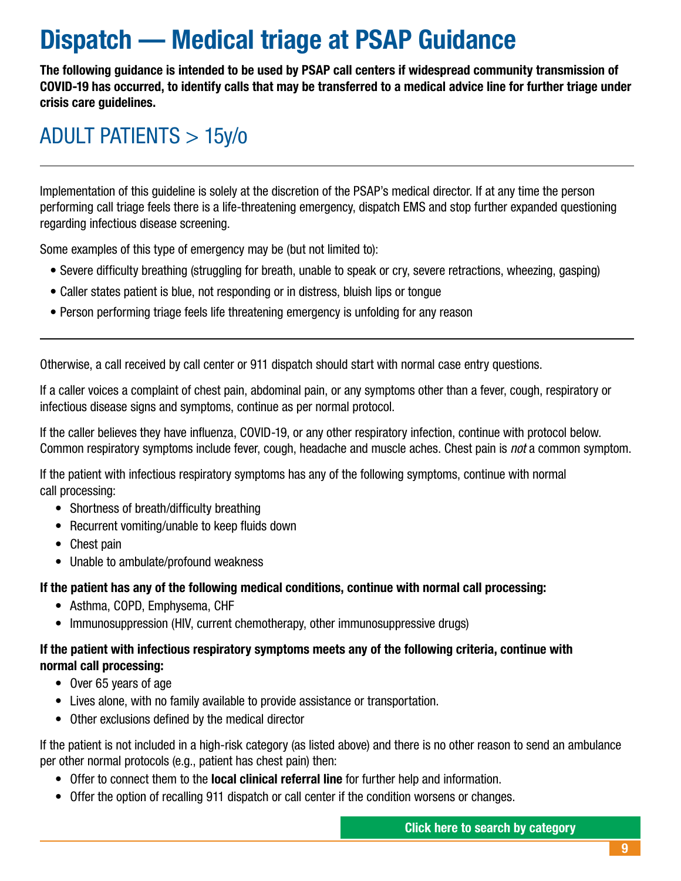# Dispatch — Medical triage at PSAP Guidance

**The following guidance is intended to be used by PSAP call centers if widespread community transmission of COVID-19 has occurred, to identify calls that may be transferred to a medical advice line for further triage under crisis care guidelines.**

## ADULT PATIENTS > 15y/o

---

Implementation of this guideline is solely at the discretion of the PSAP's medical director. If at any time the person performing call triage feels there is a life-threatening emergency, dispatch EMS and stop further expanded questioning regarding infectious disease screening.

Some examples of this type of emergency may be (but not limited to):

- Severe difficulty breathing (struggling for breath, unable to speak or cry, severe retractions, wheezing, gasping)
- Caller states patient is blue, not responding or in distress, bluish lips or tongue
- Person performing triage feels life threatening emergency is unfolding for any reason

---

Otherwise, a call received by call center or 911 dispatch should start with normal case entry questions.

If a caller voices a complaint of chest pain, abdominal pain, or any symptoms other than a fever, cough, respiratory or infectious disease signs and symptoms, continue as per normal protocol.

If the caller believes they have influenza, COVID-19, or any other respiratory infection, continue with protocol below. Common respiratory symptoms include fever, cough, headache and muscle aches. Chest pain is *not* a common symptom.

If the patient with infectious respiratory symptoms has any of the following symptoms, continue with normal call processing:

- Shortness of breath/difficulty breathing
- Recurrent vomiting/unable to keep fluids down
- Chest pain
- Unable to ambulate/profound weakness

**If the patient has any of the following medical conditions, continue with normal call processing:**

- Asthma, COPD, Emphysema, CHF
- Immunosuppression (HIV, current chemotherapy, other immunosuppressive drugs)

**If the patient with infectious respiratory symptoms meets any of the following criteria, continue with normal call processing:**

- Over 65 years of age
- Lives alone, with no family available to provide assistance or transportation.
- Other exclusions defined by the medical director

If the patient is not included in a high-risk category (as listed above) and there is no other reason to send an ambulance per other normal protocols (e.g., patient has chest pain) then:

- Offer to connect them to the **local clinical referral line** for further help and information.
- Offer the option of recalling 911 dispatch or call center if the condition worsens or changes.

Click here to search by category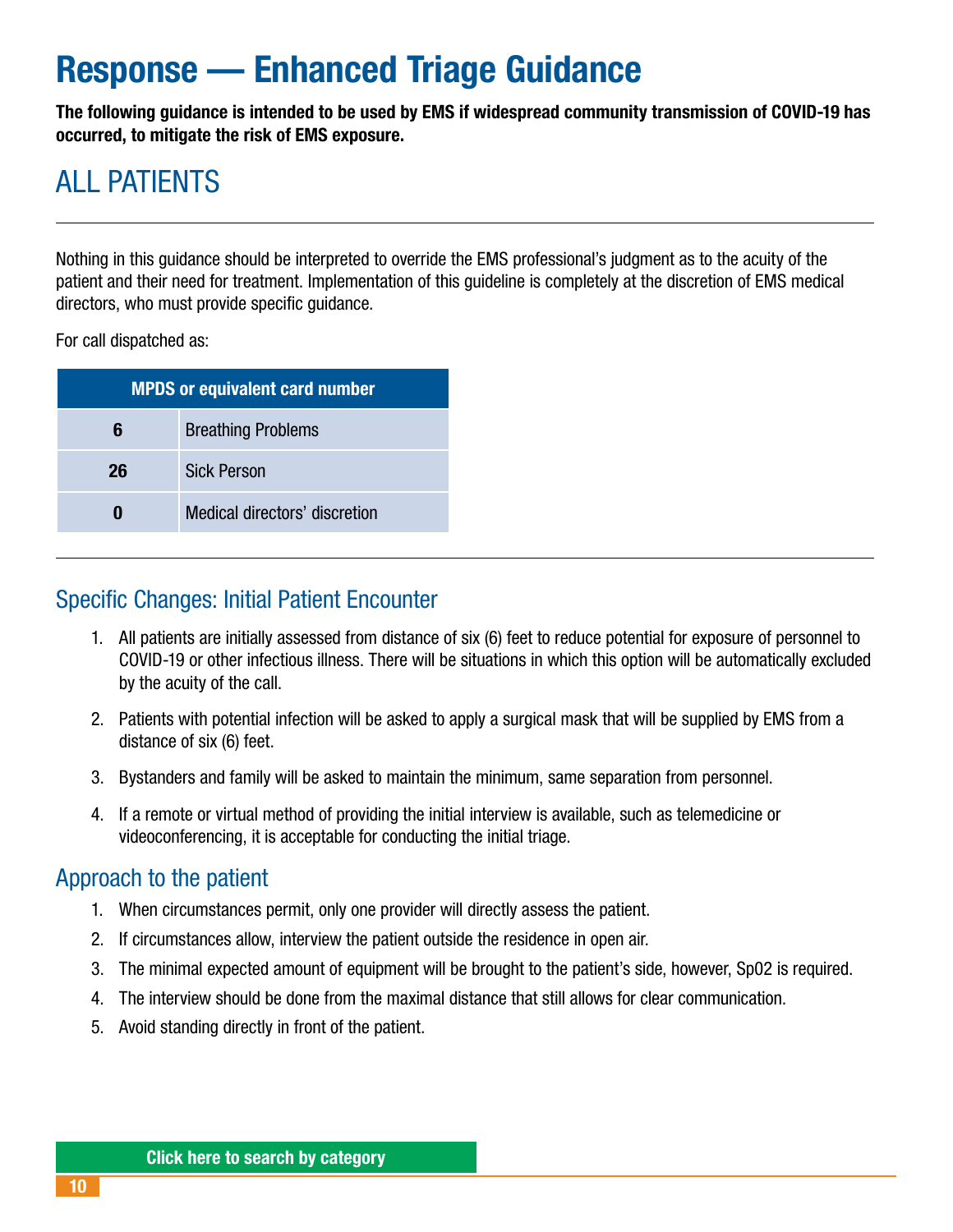# Response — Enhanced Triage Guidance

**The following guidance is intended to be used by EMS if widespread community transmission of COVID-19 has occurred, to mitigate the risk of EMS exposure.**

## ALL PATIENTS

Nothing in this guidance should be interpreted to override the EMS professional's judgment as to the acuity of the patient and their need for treatment. Implementation of this guideline is completely at the discretion of EMS medical directors, who must provide specific guidance.

For call dispatched as:

| MPDS or equivalent card number | |
|---|---|
| **6** | Breathing Problems |
| **26** | Sick Person |
| **0** | Medical directors' discretion |

### Specific Changes: Initial Patient Encounter

1. All patients are initially assessed from distance of six (6) feet to reduce potential for exposure of personnel to COVID-19 or other infectious illness. There will be situations in which this option will be automatically excluded by the acuity of the call.
2. Patients with potential infection will be asked to apply a surgical mask that will be supplied by EMS from a distance of six (6) feet.
3. Bystanders and family will be asked to maintain the minimum, same separation from personnel.
4. If a remote or virtual method of providing the initial interview is available, such as telemedicine or videoconferencing, it is acceptable for conducting the initial triage.

### Approach to the patient

1. When circumstances permit, only one provider will directly assess the patient.
2. If circumstances allow, interview the patient outside the residence in open air.
3. The minimal expected amount of equipment will be brought to the patient's side, however, Sp02 is required.
4. The interview should be done from the maximal distance that still allows for clear communication.
5. Avoid standing directly in front of the patient.

Click here to search by category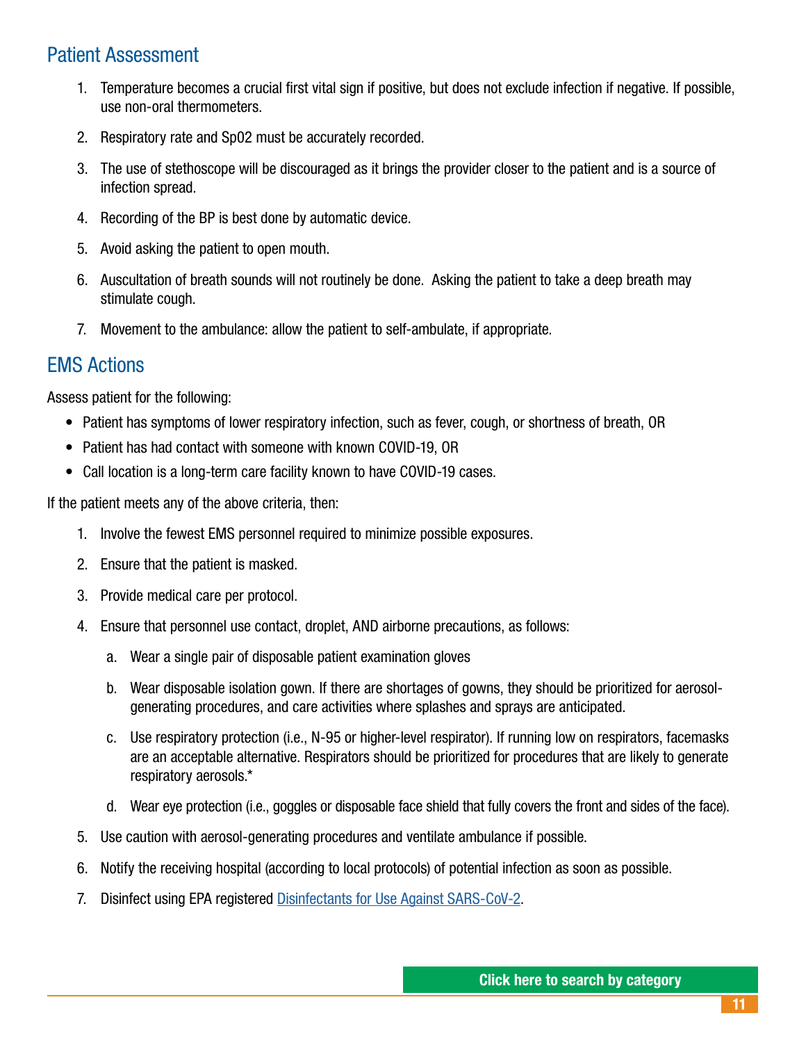## Patient Assessment

1. Temperature becomes a crucial first vital sign if positive, but does not exclude infection if negative. If possible, use non-oral thermometers.
2. Respiratory rate and Sp02 must be accurately recorded.
3. The use of stethoscope will be discouraged as it brings the provider closer to the patient and is a source of infection spread.
4. Recording of the BP is best done by automatic device.
5. Avoid asking the patient to open mouth.
6. Auscultation of breath sounds will not routinely be done. Asking the patient to take a deep breath may stimulate cough.
7. Movement to the ambulance: allow the patient to self-ambulate, if appropriate.

## EMS Actions

Assess patient for the following:

- Patient has symptoms of lower respiratory infection, such as fever, cough, or shortness of breath, OR
- Patient has had contact with someone with known COVID-19, OR
- Call location is a long-term care facility known to have COVID-19 cases.

If the patient meets any of the above criteria, then:

1. Involve the fewest EMS personnel required to minimize possible exposures.
2. Ensure that the patient is masked.
3. Provide medical care per protocol.
4. Ensure that personnel use contact, droplet, AND airborne precautions, as follows:
   a. Wear a single pair of disposable patient examination gloves
   b. Wear disposable isolation gown. If there are shortages of gowns, they should be prioritized for aerosol-generating procedures, and care activities where splashes and sprays are anticipated.
   c. Use respiratory protection (i.e., N-95 or higher-level respirator). If running low on respirators, facemasks are an acceptable alternative. Respirators should be prioritized for procedures that are likely to generate respiratory aerosols.*
   d. Wear eye protection (i.e., goggles or disposable face shield that fully covers the front and sides of the face).
5. Use caution with aerosol-generating procedures and ventilate ambulance if possible.
6. Notify the receiving hospital (according to local protocols) of potential infection as soon as possible.
7. Disinfect using EPA registered Disinfectants for Use Against SARS-CoV-2.

Click here to search by category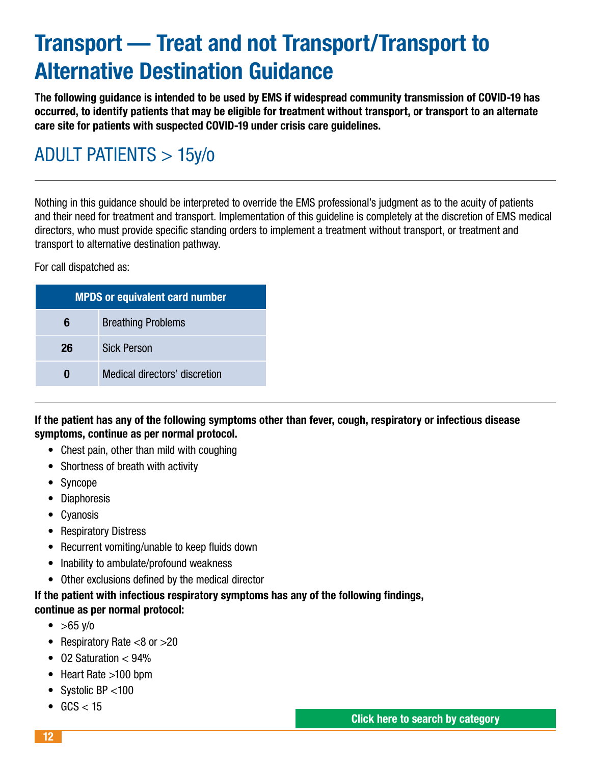# Transport — Treat and not Transport/Transport to Alternative Destination Guidance

**The following guidance is intended to be used by EMS if widespread community transmission of COVID-19 has occurred, to identify patients that may be eligible for treatment without transport, or transport to an alternate care site for patients with suspected COVID-19 under crisis care guidelines.**

## ADULT PATIENTS > 15y/o

Nothing in this guidance should be interpreted to override the EMS professional's judgment as to the acuity of patients and their need for treatment and transport. Implementation of this guideline is completely at the discretion of EMS medical directors, who must provide specific standing orders to implement a treatment without transport, or treatment and transport to alternative destination pathway.

For call dispatched as:

| MPDS or equivalent card number | |
|---|---|
| **6** | Breathing Problems |
| **26** | Sick Person |
| **0** | Medical directors' discretion |

**If the patient has any of the following symptoms other than fever, cough, respiratory or infectious disease symptoms, continue as per normal protocol.**

- Chest pain, other than mild with coughing
- Shortness of breath with activity
- Syncope
- Diaphoresis
- Cyanosis
- Respiratory Distress
- Recurrent vomiting/unable to keep fluids down
- Inability to ambulate/profound weakness
- Other exclusions defined by the medical director

**If the patient with infectious respiratory symptoms has any of the following findings, continue as per normal protocol:**

- >65 y/o
- Respiratory Rate <8 or >20
- O2 Saturation < 94%
- Heart Rate >100 bpm
- Systolic BP <100
- GCS < 15

Click here to search by category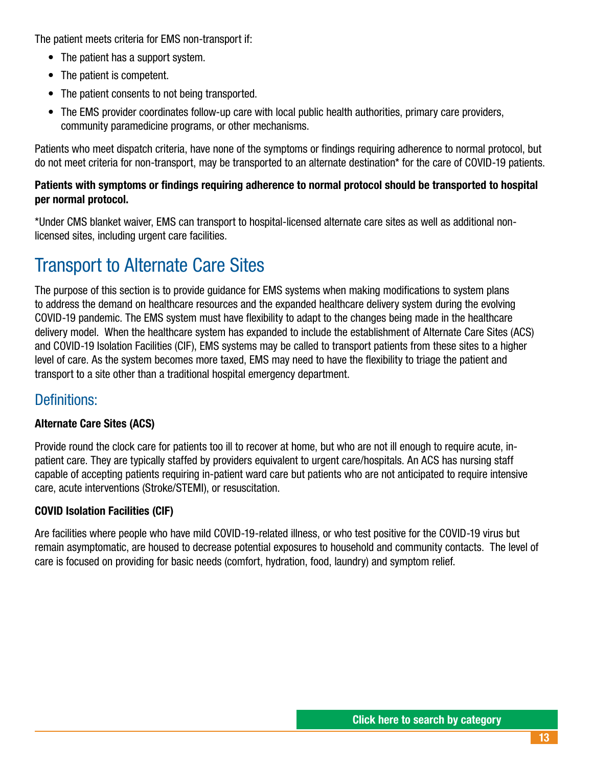The patient meets criteria for EMS non-transport if:

- The patient has a support system.
- The patient is competent.
- The patient consents to not being transported.
- The EMS provider coordinates follow-up care with local public health authorities, primary care providers, community paramedicine programs, or other mechanisms.

Patients who meet dispatch criteria, have none of the symptoms or findings requiring adherence to normal protocol, but do not meet criteria for non-transport, may be transported to an alternate destination* for the care of COVID-19 patients.

**Patients with symptoms or findings requiring adherence to normal protocol should be transported to hospital per normal protocol.**

*Under CMS blanket waiver, EMS can transport to hospital-licensed alternate care sites as well as additional non-licensed sites, including urgent care facilities.

# Transport to Alternate Care Sites

The purpose of this section is to provide guidance for EMS systems when making modifications to system plans to address the demand on healthcare resources and the expanded healthcare delivery system during the evolving COVID-19 pandemic. The EMS system must have flexibility to adapt to the changes being made in the healthcare delivery model. When the healthcare system has expanded to include the establishment of Alternate Care Sites (ACS) and COVID-19 Isolation Facilities (CIF), EMS systems may be called to transport patients from these sites to a higher level of care. As the system becomes more taxed, EMS may need to have the flexibility to triage the patient and transport to a site other than a traditional hospital emergency department.

## Definitions:

**Alternate Care Sites (ACS)**

Provide round the clock care for patients too ill to recover at home, but who are not ill enough to require acute, in-patient care. They are typically staffed by providers equivalent to urgent care/hospitals. An ACS has nursing staff capable of accepting patients requiring in-patient ward care but patients who are not anticipated to require intensive care, acute interventions (Stroke/STEMI), or resuscitation.

**COVID Isolation Facilities (CIF)**

Are facilities where people who have mild COVID-19-related illness, or who test positive for the COVID-19 virus but remain asymptomatic, are housed to decrease potential exposures to household and community contacts. The level of care is focused on providing for basic needs (comfort, hydration, food, laundry) and symptom relief.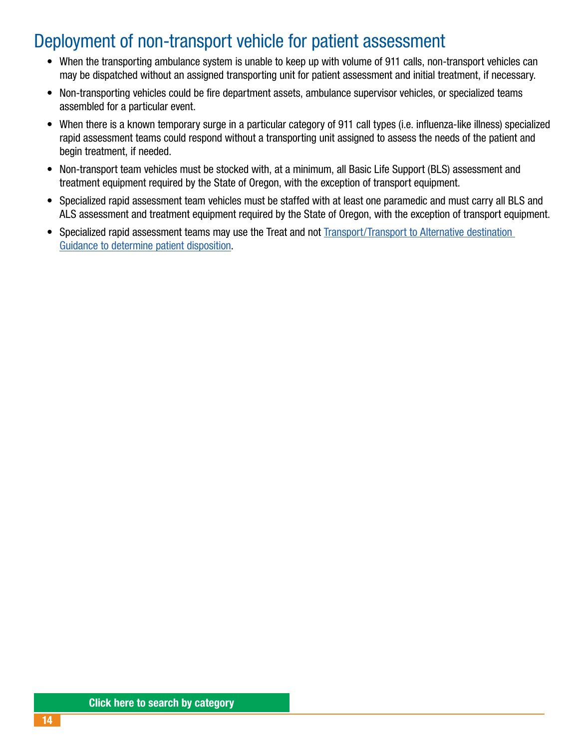# Deployment of non-transport vehicle for patient assessment

- When the transporting ambulance system is unable to keep up with volume of 911 calls, non-transport vehicles can may be dispatched without an assigned transporting unit for patient assessment and initial treatment, if necessary.
- Non-transporting vehicles could be fire department assets, ambulance supervisor vehicles, or specialized teams assembled for a particular event.
- When there is a known temporary surge in a particular category of 911 call types (i.e. influenza-like illness) specialized rapid assessment teams could respond without a transporting unit assigned to assess the needs of the patient and begin treatment, if needed.
- Non-transport team vehicles must be stocked with, at a minimum, all Basic Life Support (BLS) assessment and treatment equipment required by the State of Oregon, with the exception of transport equipment.
- Specialized rapid assessment team vehicles must be staffed with at least one paramedic and must carry all BLS and ALS assessment and treatment equipment required by the State of Oregon, with the exception of transport equipment.
- Specialized rapid assessment teams may use the Treat and not Transport/Transport to Alternative destination Guidance to determine patient disposition.

Click here to search by category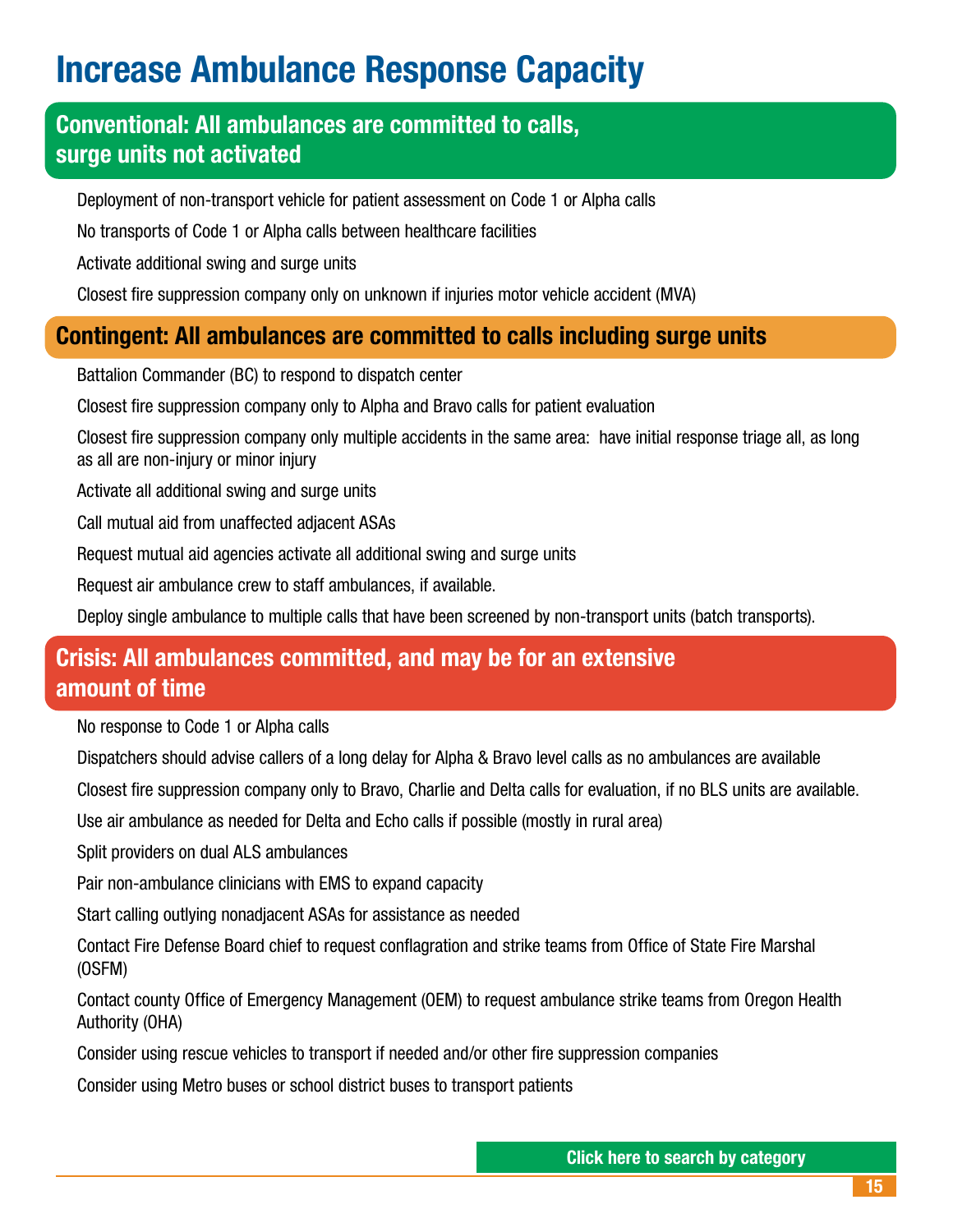# Increase Ambulance Response Capacity

## Conventional: All ambulances are committed to calls, surge units not activated

- Deployment of non-transport vehicle for patient assessment on Code 1 or Alpha calls
- No transports of Code 1 or Alpha calls between healthcare facilities
- Activate additional swing and surge units
- Closest fire suppression company only on unknown if injuries motor vehicle accident (MVA)

## Contingent: All ambulances are committed to calls including surge units

- Battalion Commander (BC) to respond to dispatch center
- Closest fire suppression company only to Alpha and Bravo calls for patient evaluation
- Closest fire suppression company only multiple accidents in the same area: have initial response triage all, as long as all are non-injury or minor injury
- Activate all additional swing and surge units
- Call mutual aid from unaffected adjacent ASAs
- Request mutual aid agencies activate all additional swing and surge units
- Request air ambulance crew to staff ambulances, if available.
- Deploy single ambulance to multiple calls that have been screened by non-transport units (batch transports).

## Crisis: All ambulances committed, and may be for an extensive amount of time

- No response to Code 1 or Alpha calls
- Dispatchers should advise callers of a long delay for Alpha & Bravo level calls as no ambulances are available
- Closest fire suppression company only to Bravo, Charlie and Delta calls for evaluation, if no BLS units are available.
- Use air ambulance as needed for Delta and Echo calls if possible (mostly in rural area)
- Split providers on dual ALS ambulances
- Pair non-ambulance clinicians with EMS to expand capacity
- Start calling outlying nonadjacent ASAs for assistance as needed
- Contact Fire Defense Board chief to request conflagration and strike teams from Office of State Fire Marshal (OSFM)
- Contact county Office of Emergency Management (OEM) to request ambulance strike teams from Oregon Health Authority (OHA)
- Consider using rescue vehicles to transport if needed and/or other fire suppression companies
- Consider using Metro buses or school district buses to transport patients

Click here to search by category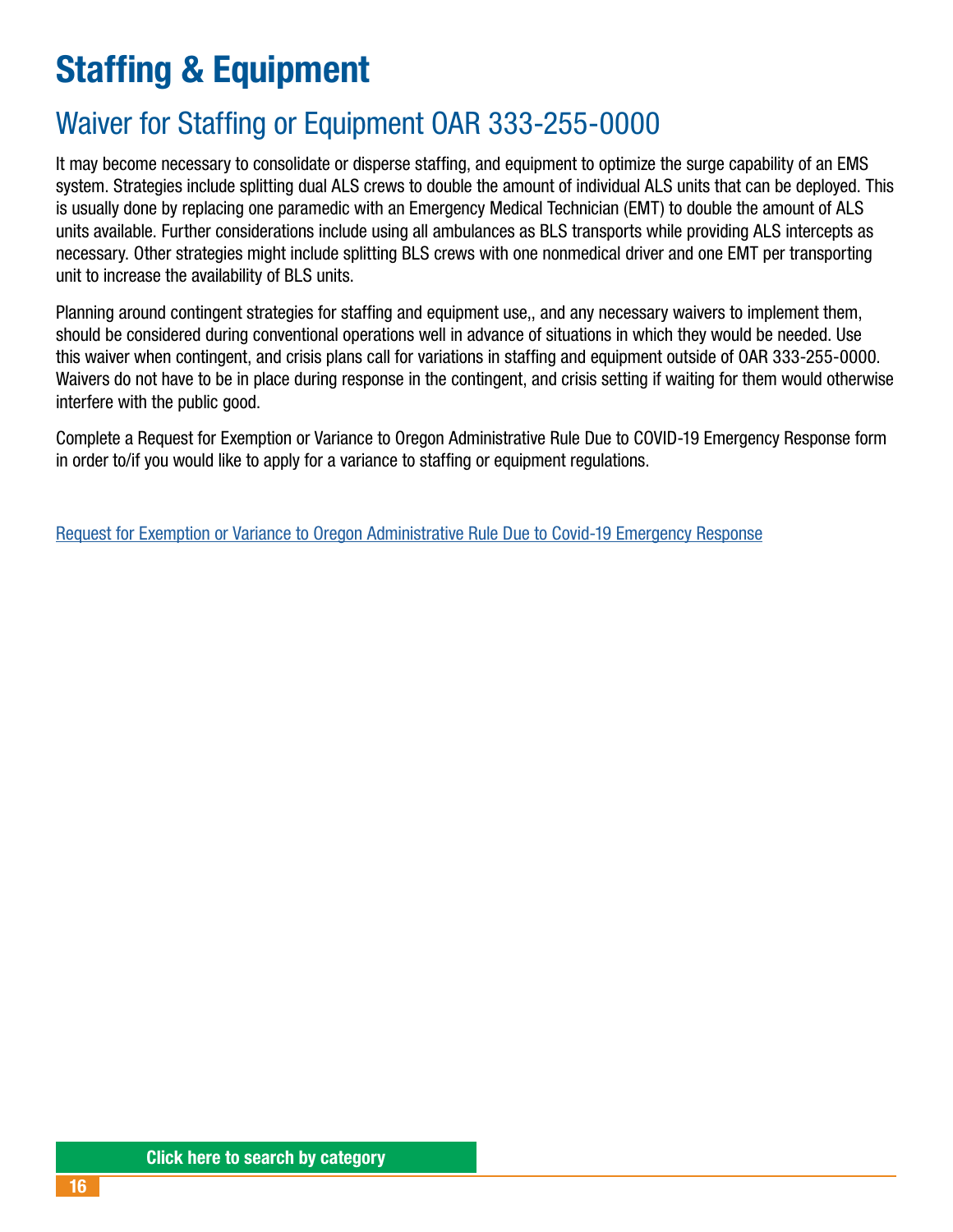# Staffing & Equipment

## Waiver for Staffing or Equipment OAR 333-255-0000

It may become necessary to consolidate or disperse staffing, and equipment to optimize the surge capability of an EMS system. Strategies include splitting dual ALS crews to double the amount of individual ALS units that can be deployed. This is usually done by replacing one paramedic with an Emergency Medical Technician (EMT) to double the amount of ALS units available. Further considerations include using all ambulances as BLS transports while providing ALS intercepts as necessary. Other strategies might include splitting BLS crews with one nonmedical driver and one EMT per transporting unit to increase the availability of BLS units.

Planning around contingent strategies for staffing and equipment use,, and any necessary waivers to implement them, should be considered during conventional operations well in advance of situations in which they would be needed. Use this waiver when contingent, and crisis plans call for variations in staffing and equipment outside of OAR 333-255-0000. Waivers do not have to be in place during response in the contingent, and crisis setting if waiting for them would otherwise interfere with the public good.

Complete a Request for Exemption or Variance to Oregon Administrative Rule Due to COVID-19 Emergency Response form in order to/if you would like to apply for a variance to staffing or equipment regulations.

Request for Exemption or Variance to Oregon Administrative Rule Due to Covid-19 Emergency Response

**Click here to search by category**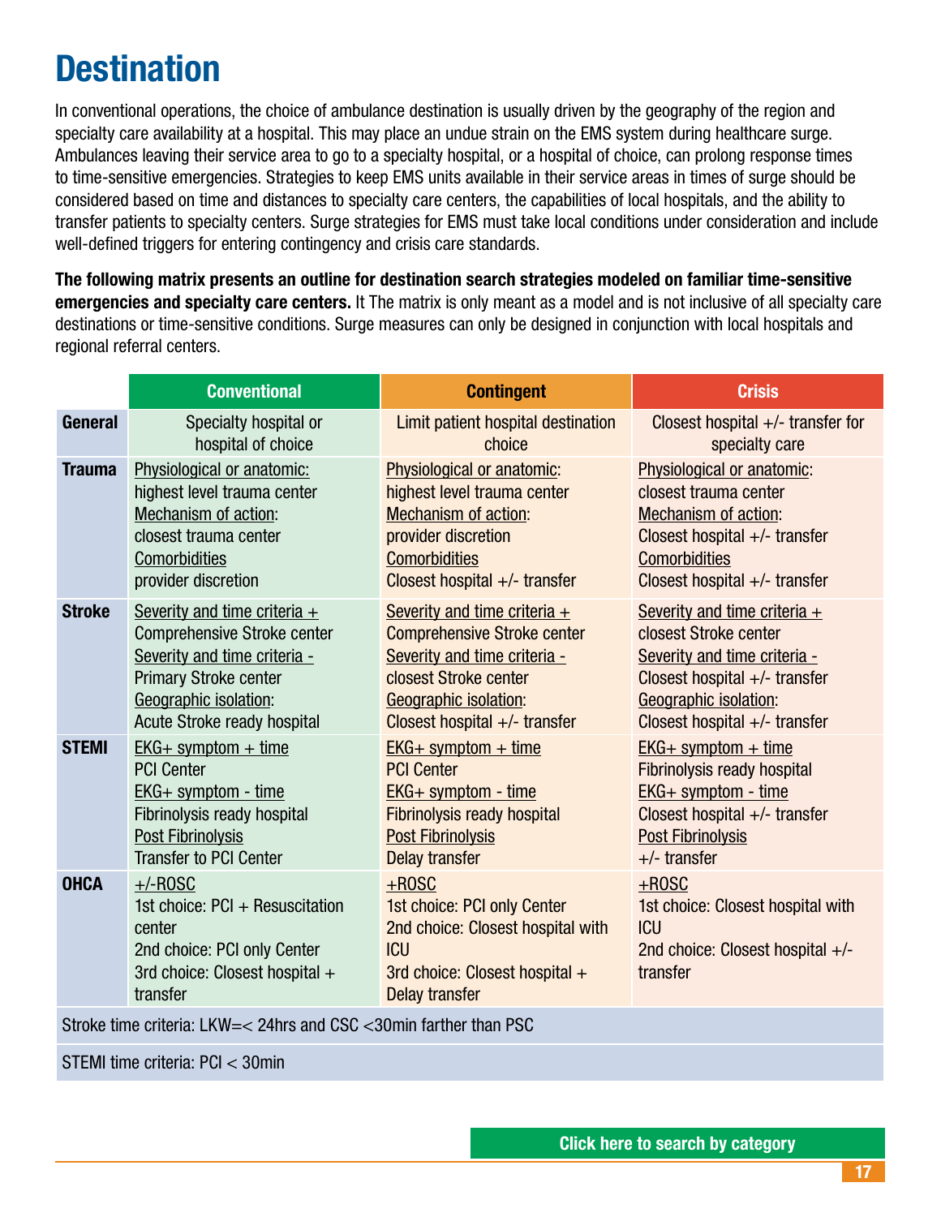# Destination

In conventional operations, the choice of ambulance destination is usually driven by the geography of the region and specialty care availability at a hospital. This may place an undue strain on the EMS system during healthcare surge. Ambulances leaving their service area to go to a specialty hospital, or a hospital of choice, can prolong response times to time-sensitive emergencies. Strategies to keep EMS units available in their service areas in times of surge should be considered based on time and distances to specialty care centers, the capabilities of local hospitals, and the ability to transfer patients to specialty centers. Surge strategies for EMS must take local conditions under consideration and include well-defined triggers for entering contingency and crisis care standards.

**The following matrix presents an outline for destination search strategies modeled on familiar time-sensitive emergencies and specialty care centers.** It The matrix is only meant as a model and is not inclusive of all specialty care destinations or time-sensitive conditions. Surge measures can only be designed in conjunction with local hospitals and regional referral centers.

| | Conventional | Contingent | Crisis |
|---|---|---|---|
| **General** | Specialty hospital or hospital of choice | Limit patient hospital destination choice | Closest hospital +/- transfer for specialty care |
| **Trauma** | Physiological or anatomic: highest level trauma center<br>Mechanism of action: closest trauma center<br>Comorbidities provider discretion | Physiological or anatomic: highest level trauma center<br>Mechanism of action: provider discretion<br>Comorbidities Closest hospital +/- transfer | Physiological or anatomic: closest trauma center<br>Mechanism of action: Closest hospital +/- transfer<br>Comorbidities Closest hospital +/- transfer |
| **Stroke** | Severity and time criteria + Comprehensive Stroke center<br>Severity and time criteria - Primary Stroke center<br>Geographic isolation: Acute Stroke ready hospital | Severity and time criteria + Comprehensive Stroke center<br>Severity and time criteria - closest Stroke center<br>Geographic isolation: Closest hospital +/- transfer | Severity and time criteria + closest Stroke center<br>Severity and time criteria - Closest hospital +/- transfer<br>Geographic isolation: Closest hospital +/- transfer |
| **STEMI** | EKG+ symptom + time PCI Center<br>EKG+ symptom - time Fibrinolysis ready hospital<br>Post Fibrinolysis Transfer to PCI Center | EKG+ symptom + time PCI Center<br>EKG+ symptom - time Fibrinolysis ready hospital<br>Post Fibrinolysis Delay transfer | EKG+ symptom + time Fibrinolysis ready hospital<br>EKG+ symptom - time Closest hospital +/- transfer<br>Post Fibrinolysis +/- transfer |
| **OHCA** | +/-ROSC<br>1st choice: PCI + Resuscitation center<br>2nd choice: PCI only Center<br>3rd choice: Closest hospital + transfer | +ROSC<br>1st choice: PCI only Center<br>2nd choice: Closest hospital with ICU<br>3rd choice: Closest hospital + Delay transfer | +ROSC<br>1st choice: Closest hospital with ICU<br>2nd choice: Closest hospital +/- transfer |
| Stroke time criteria: LKW=< 24hrs and CSC <30min farther than PSC | | | |
| STEMI time criteria: PCI < 30min | | | |

Click here to search by category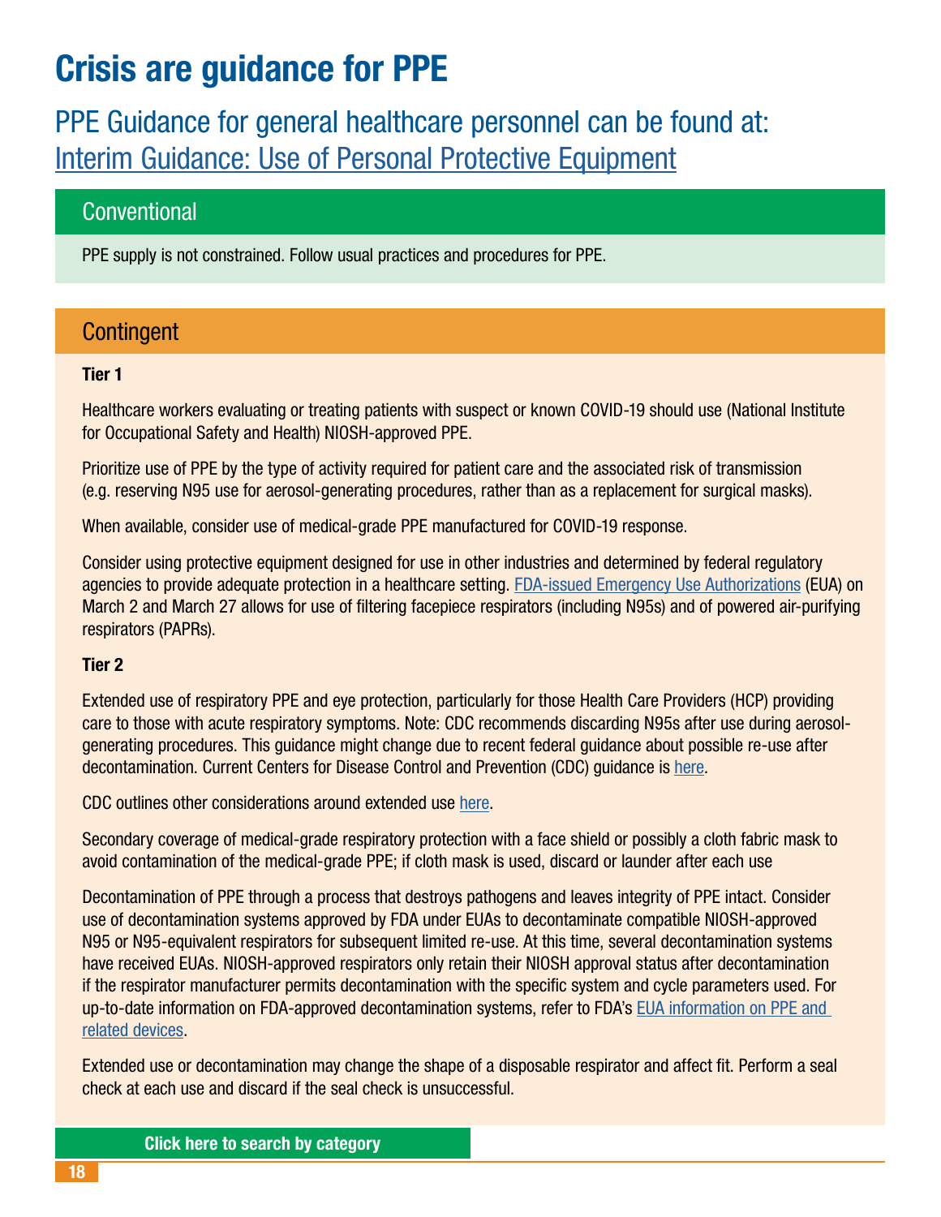# Crisis are guidance for PPE

PPE Guidance for general healthcare personnel can be found at: Interim Guidance: Use of Personal Protective Equipment

## Conventional

PPE supply is not constrained. Follow usual practices and procedures for PPE.

## Contingent

**Tier 1**

Healthcare workers evaluating or treating patients with suspect or known COVID-19 should use (National Institute for Occupational Safety and Health) NIOSH-approved PPE.

Prioritize use of PPE by the type of activity required for patient care and the associated risk of transmission (e.g. reserving N95 use for aerosol-generating procedures, rather than as a replacement for surgical masks).

When available, consider use of medical-grade PPE manufactured for COVID-19 response.

Consider using protective equipment designed for use in other industries and determined by federal regulatory agencies to provide adequate protection in a healthcare setting. FDA-issued Emergency Use Authorizations (EUA) on March 2 and March 27 allows for use of filtering facepiece respirators (including N95s) and of powered air-purifying respirators (PAPRs).

**Tier 2**

Extended use of respiratory PPE and eye protection, particularly for those Health Care Providers (HCP) providing care to those with acute respiratory symptoms. Note: CDC recommends discarding N95s after use during aerosol-generating procedures. This guidance might change due to recent federal guidance about possible re-use after decontamination. Current Centers for Disease Control and Prevention (CDC) guidance is here.

CDC outlines other considerations around extended use here.

Secondary coverage of medical-grade respiratory protection with a face shield or possibly a cloth fabric mask to avoid contamination of the medical-grade PPE; if cloth mask is used, discard or launder after each use

Decontamination of PPE through a process that destroys pathogens and leaves integrity of PPE intact. Consider use of decontamination systems approved by FDA under EUAs to decontaminate compatible NIOSH-approved N95 or N95-equivalent respirators for subsequent limited re-use. At this time, several decontamination systems have received EUAs. NIOSH-approved respirators only retain their NIOSH approval status after decontamination if the respirator manufacturer permits decontamination with the specific system and cycle parameters used. For up-to-date information on FDA-approved decontamination systems, refer to FDA's EUA information on PPE and related devices.

Extended use or decontamination may change the shape of a disposable respirator and affect fit. Perform a seal check at each use and discard if the seal check is unsuccessful.

Click here to search by category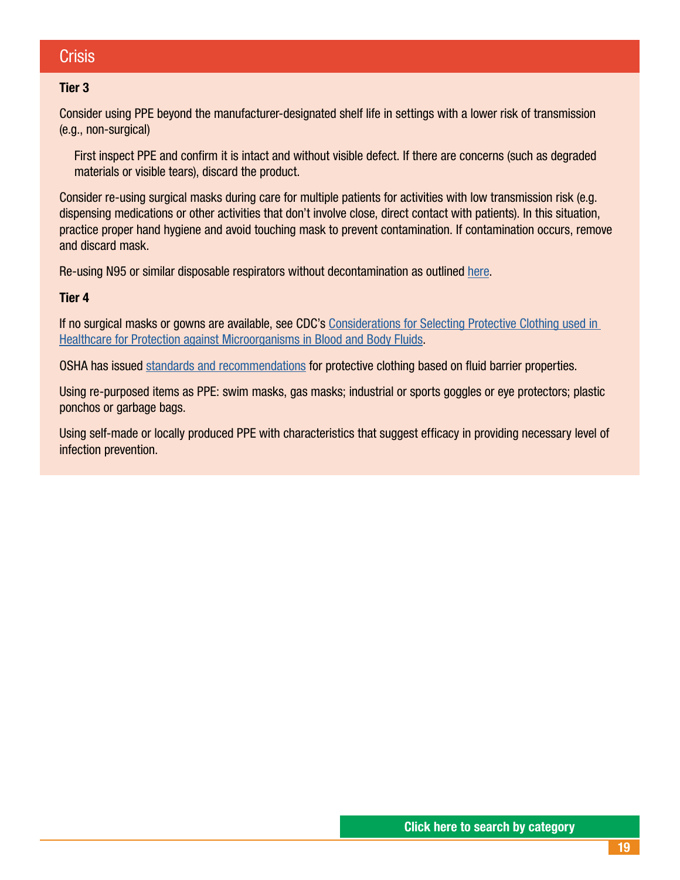## Crisis

**Tier 3**

Consider using PPE beyond the manufacturer-designated shelf life in settings with a lower risk of transmission (e.g., non-surgical)

> First inspect PPE and confirm it is intact and without visible defect. If there are concerns (such as degraded materials or visible tears), discard the product.

Consider re-using surgical masks during care for multiple patients for activities with low transmission risk (e.g. dispensing medications or other activities that don't involve close, direct contact with patients). In this situation, practice proper hand hygiene and avoid touching mask to prevent contamination. If contamination occurs, remove and discard mask.

Re-using N95 or similar disposable respirators without decontamination as outlined here.

**Tier 4**

If no surgical masks or gowns are available, see CDC's Considerations for Selecting Protective Clothing used in Healthcare for Protection against Microorganisms in Blood and Body Fluids.

OSHA has issued standards and recommendations for protective clothing based on fluid barrier properties.

Using re-purposed items as PPE: swim masks, gas masks; industrial or sports goggles or eye protectors; plastic ponchos or garbage bags.

Using self-made or locally produced PPE with characteristics that suggest efficacy in providing necessary level of infection prevention.

Click here to search by category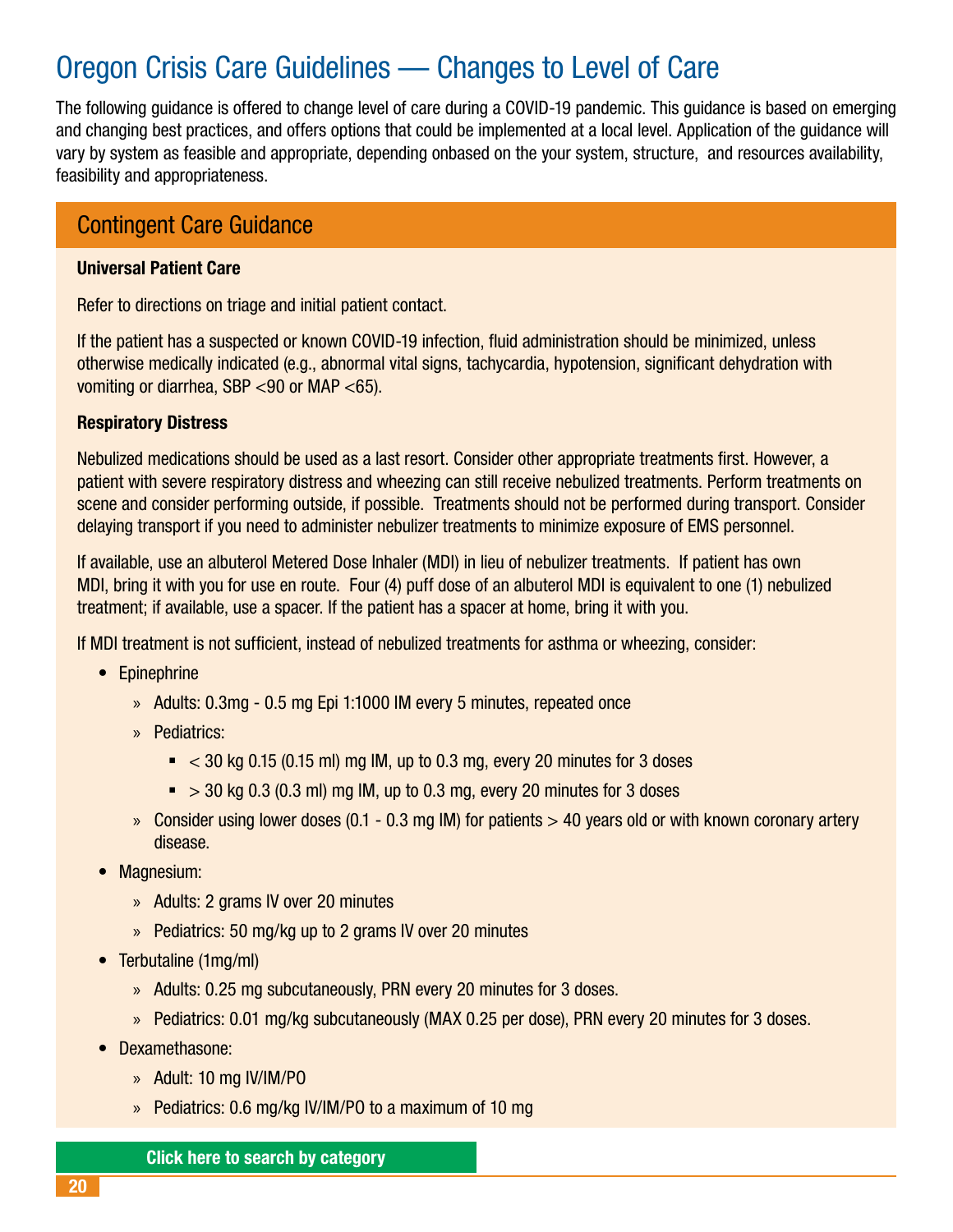# Oregon Crisis Care Guidelines — Changes to Level of Care

The following guidance is offered to change level of care during a COVID-19 pandemic. This guidance is based on emerging and changing best practices, and offers options that could be implemented at a local level. Application of the guidance will vary by system as feasible and appropriate, depending onbased on the your system, structure, and resources availability, feasibility and appropriateness.

## Contingent Care Guidance

**Universal Patient Care**

Refer to directions on triage and initial patient contact.

If the patient has a suspected or known COVID-19 infection, fluid administration should be minimized, unless otherwise medically indicated (e.g., abnormal vital signs, tachycardia, hypotension, significant dehydration with vomiting or diarrhea, SBP <90 or MAP <65).

**Respiratory Distress**

Nebulized medications should be used as a last resort. Consider other appropriate treatments first. However, a patient with severe respiratory distress and wheezing can still receive nebulized treatments. Perform treatments on scene and consider performing outside, if possible. Treatments should not be performed during transport. Consider delaying transport if you need to administer nebulizer treatments to minimize exposure of EMS personnel.

If available, use an albuterol Metered Dose Inhaler (MDI) in lieu of nebulizer treatments. If patient has own MDI, bring it with you for use en route. Four (4) puff dose of an albuterol MDI is equivalent to one (1) nebulized treatment; if available, use a spacer. If the patient has a spacer at home, bring it with you.

If MDI treatment is not sufficient, instead of nebulized treatments for asthma or wheezing, consider:

- Epinephrine
  - Adults: 0.3mg - 0.5 mg Epi 1:1000 IM every 5 minutes, repeated once
  - Pediatrics:
    - < 30 kg 0.15 (0.15 ml) mg IM, up to 0.3 mg, every 20 minutes for 3 doses
    - > 30 kg 0.3 (0.3 ml) mg IM, up to 0.3 mg, every 20 minutes for 3 doses
  - Consider using lower doses (0.1 - 0.3 mg IM) for patients > 40 years old or with known coronary artery disease.
- Magnesium:
  - Adults: 2 grams IV over 20 minutes
  - Pediatrics: 50 mg/kg up to 2 grams IV over 20 minutes
- Terbutaline (1mg/ml)
  - Adults: 0.25 mg subcutaneously, PRN every 20 minutes for 3 doses.
  - Pediatrics: 0.01 mg/kg subcutaneously (MAX 0.25 per dose), PRN every 20 minutes for 3 doses.
- Dexamethasone:
  - Adult: 10 mg IV/IM/PO
  - Pediatrics: 0.6 mg/kg IV/IM/PO to a maximum of 10 mg

**Click here to search by category**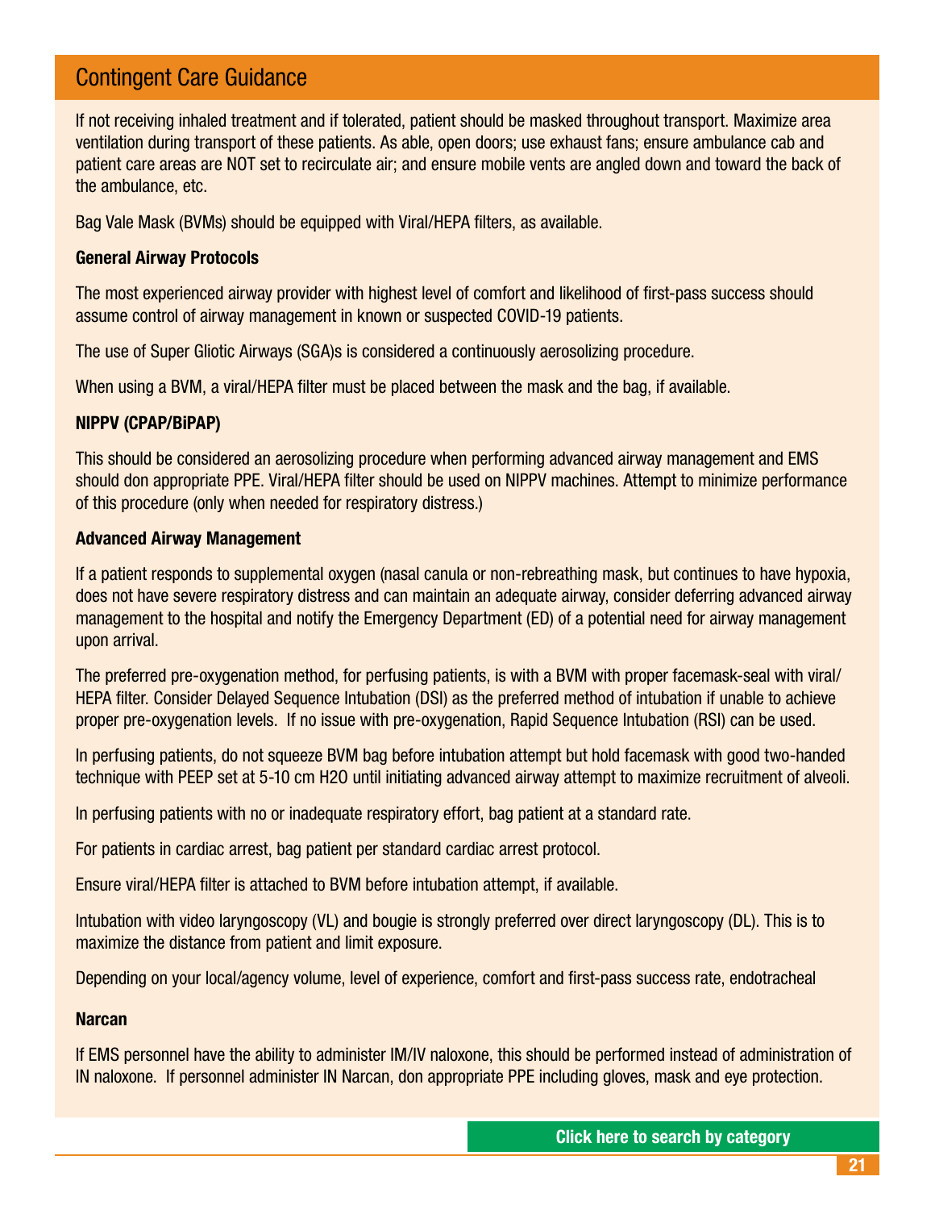## Contingent Care Guidance

If not receiving inhaled treatment and if tolerated, patient should be masked throughout transport. Maximize area ventilation during transport of these patients. As able, open doors; use exhaust fans; ensure ambulance cab and patient care areas are NOT set to recirculate air; and ensure mobile vents are angled down and toward the back of the ambulance, etc.

Bag Vale Mask (BVMs) should be equipped with Viral/HEPA filters, as available.

**General Airway Protocols**

The most experienced airway provider with highest level of comfort and likelihood of first-pass success should assume control of airway management in known or suspected COVID-19 patients.

The use of Super Gliotic Airways (SGA)s is considered a continuously aerosolizing procedure.

When using a BVM, a viral/HEPA filter must be placed between the mask and the bag, if available.

**NIPPV (CPAP/BiPAP)**

This should be considered an aerosolizing procedure when performing advanced airway management and EMS should don appropriate PPE. Viral/HEPA filter should be used on NIPPV machines. Attempt to minimize performance of this procedure (only when needed for respiratory distress.)

**Advanced Airway Management**

If a patient responds to supplemental oxygen (nasal canula or non-rebreathing mask, but continues to have hypoxia, does not have severe respiratory distress and can maintain an adequate airway, consider deferring advanced airway management to the hospital and notify the Emergency Department (ED) of a potential need for airway management upon arrival.

The preferred pre-oxygenation method, for perfusing patients, is with a BVM with proper facemask-seal with viral/HEPA filter. Consider Delayed Sequence Intubation (DSI) as the preferred method of intubation if unable to achieve proper pre-oxygenation levels. If no issue with pre-oxygenation, Rapid Sequence Intubation (RSI) can be used.

In perfusing patients, do not squeeze BVM bag before intubation attempt but hold facemask with good two-handed technique with PEEP set at 5-10 cm H2O until initiating advanced airway attempt to maximize recruitment of alveoli.

In perfusing patients with no or inadequate respiratory effort, bag patient at a standard rate.

For patients in cardiac arrest, bag patient per standard cardiac arrest protocol.

Ensure viral/HEPA filter is attached to BVM before intubation attempt, if available.

Intubation with video laryngoscopy (VL) and bougie is strongly preferred over direct laryngoscopy (DL). This is to maximize the distance from patient and limit exposure.

Depending on your local/agency volume, level of experience, comfort and first-pass success rate, endotracheal

**Narcan**

If EMS personnel have the ability to administer IM/IV naloxone, this should be performed instead of administration of IN naloxone. If personnel administer IN Narcan, don appropriate PPE including gloves, mask and eye protection.

Click here to search by category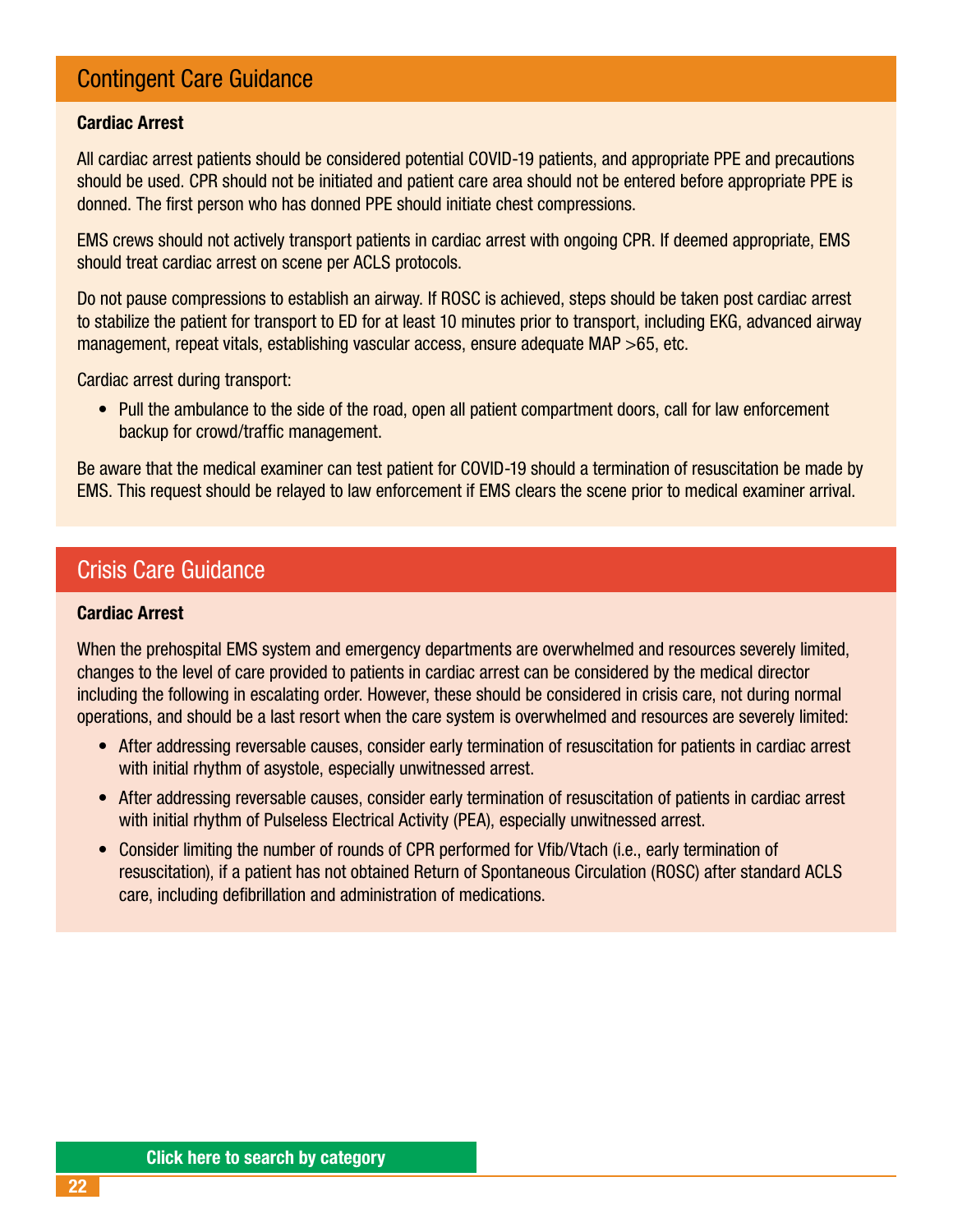## Contingent Care Guidance

### Cardiac Arrest

All cardiac arrest patients should be considered potential COVID-19 patients, and appropriate PPE and precautions should be used. CPR should not be initiated and patient care area should not be entered before appropriate PPE is donned. The first person who has donned PPE should initiate chest compressions.

EMS crews should not actively transport patients in cardiac arrest with ongoing CPR. If deemed appropriate, EMS should treat cardiac arrest on scene per ACLS protocols.

Do not pause compressions to establish an airway. If ROSC is achieved, steps should be taken post cardiac arrest to stabilize the patient for transport to ED for at least 10 minutes prior to transport, including EKG, advanced airway management, repeat vitals, establishing vascular access, ensure adequate MAP >65, etc.

Cardiac arrest during transport:

- Pull the ambulance to the side of the road, open all patient compartment doors, call for law enforcement backup for crowd/traffic management.

Be aware that the medical examiner can test patient for COVID-19 should a termination of resuscitation be made by EMS. This request should be relayed to law enforcement if EMS clears the scene prior to medical examiner arrival.

## Crisis Care Guidance

### Cardiac Arrest

When the prehospital EMS system and emergency departments are overwhelmed and resources severely limited, changes to the level of care provided to patients in cardiac arrest can be considered by the medical director including the following in escalating order. However, these should be considered in crisis care, not during normal operations, and should be a last resort when the care system is overwhelmed and resources are severely limited:

- After addressing reversable causes, consider early termination of resuscitation for patients in cardiac arrest with initial rhythm of asystole, especially unwitnessed arrest.
- After addressing reversable causes, consider early termination of resuscitation of patients in cardiac arrest with initial rhythm of Pulseless Electrical Activity (PEA), especially unwitnessed arrest.
- Consider limiting the number of rounds of CPR performed for Vfib/Vtach (i.e., early termination of resuscitation), if a patient has not obtained Return of Spontaneous Circulation (ROSC) after standard ACLS care, including defibrillation and administration of medications.

**Click here to search by category**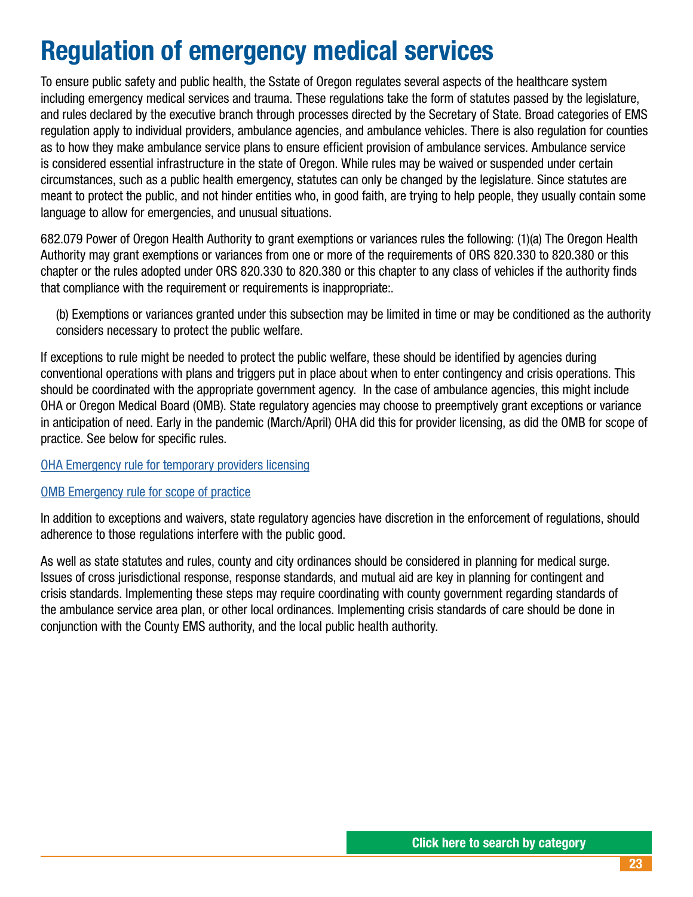# Regulation of emergency medical services

To ensure public safety and public health, the Sstate of Oregon regulates several aspects of the healthcare system including emergency medical services and trauma. These regulations take the form of statutes passed by the legislature, and rules declared by the executive branch through processes directed by the Secretary of State. Broad categories of EMS regulation apply to individual providers, ambulance agencies, and ambulance vehicles. There is also regulation for counties as to how they make ambulance service plans to ensure efficient provision of ambulance services. Ambulance service is considered essential infrastructure in the state of Oregon. While rules may be waived or suspended under certain circumstances, such as a public health emergency, statutes can only be changed by the legislature. Since statutes are meant to protect the public, and not hinder entities who, in good faith, are trying to help people, they usually contain some language to allow for emergencies, and unusual situations.

682.079 Power of Oregon Health Authority to grant exemptions or variances rules the following: (1)(a) The Oregon Health Authority may grant exemptions or variances from one or more of the requirements of ORS 820.330 to 820.380 or this chapter or the rules adopted under ORS 820.330 to 820.380 or this chapter to any class of vehicles if the authority finds that compliance with the requirement or requirements is inappropriate:.

> (b) Exemptions or variances granted under this subsection may be limited in time or may be conditioned as the authority considers necessary to protect the public welfare.

If exceptions to rule might be needed to protect the public welfare, these should be identified by agencies during conventional operations with plans and triggers put in place about when to enter contingency and crisis operations. This should be coordinated with the appropriate government agency. In the case of ambulance agencies, this might include OHA or Oregon Medical Board (OMB). State regulatory agencies may choose to preemptively grant exceptions or variance in anticipation of need. Early in the pandemic (March/April) OHA did this for provider licensing, as did the OMB for scope of practice. See below for specific rules.

OHA Emergency rule for temporary providers licensing

OMB Emergency rule for scope of practice

In addition to exceptions and waivers, state regulatory agencies have discretion in the enforcement of regulations, should adherence to those regulations interfere with the public good.

As well as state statutes and rules, county and city ordinances should be considered in planning for medical surge. Issues of cross jurisdictional response, response standards, and mutual aid are key in planning for contingent and crisis standards. Implementing these steps may require coordinating with county government regarding standards of the ambulance service area plan, or other local ordinances. Implementing crisis standards of care should be done in conjunction with the County EMS authority, and the local public health authority.

Click here to search by category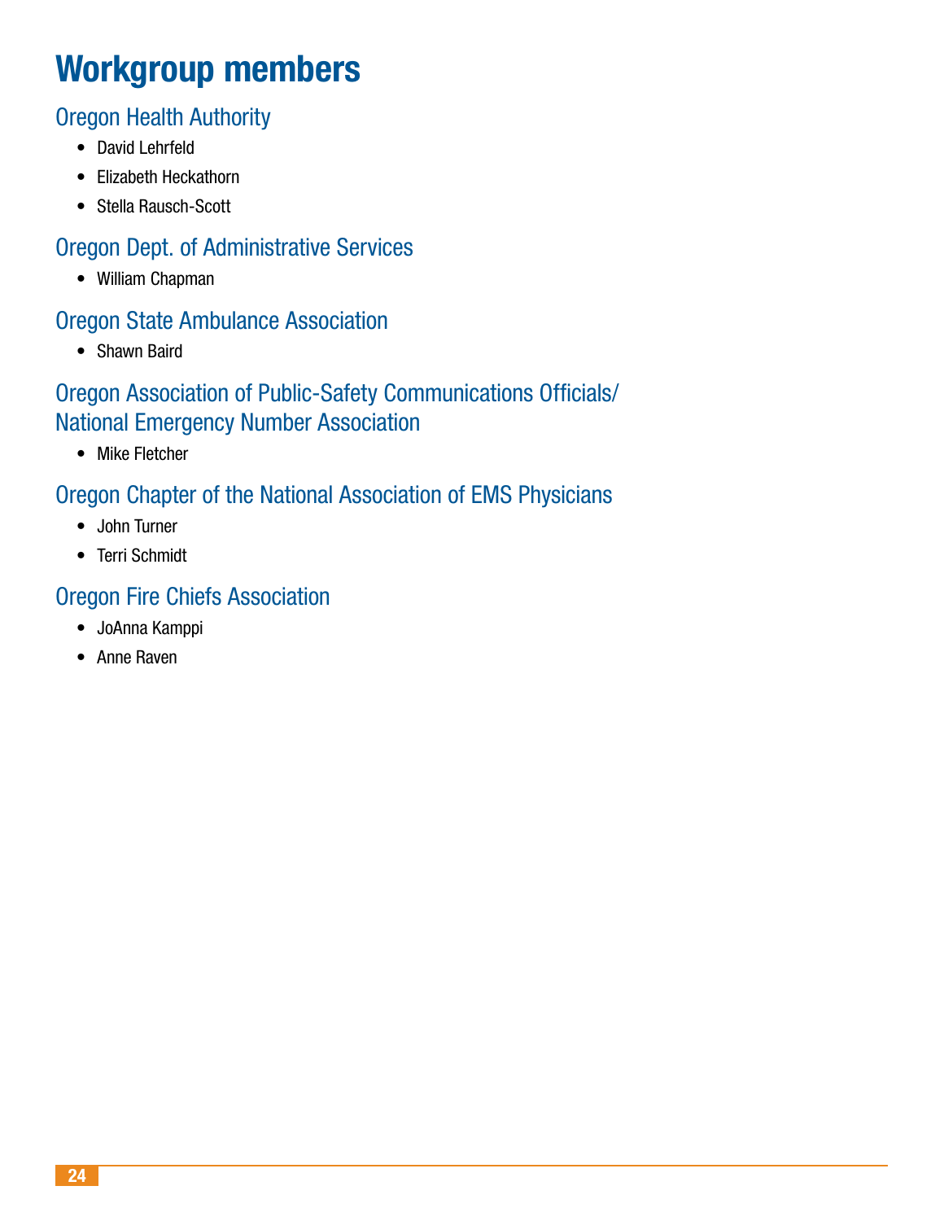# Workgroup members

## Oregon Health Authority

- David Lehrfeld
- Elizabeth Heckathorn
- Stella Rausch-Scott

## Oregon Dept. of Administrative Services

- William Chapman

## Oregon State Ambulance Association

- Shawn Baird

## Oregon Association of Public-Safety Communications Officials/ National Emergency Number Association

- Mike Fletcher

## Oregon Chapter of the National Association of EMS Physicians

- John Turner
- Terri Schmidt

## Oregon Fire Chiefs Association

- JoAnna Kamppi
- Anne Raven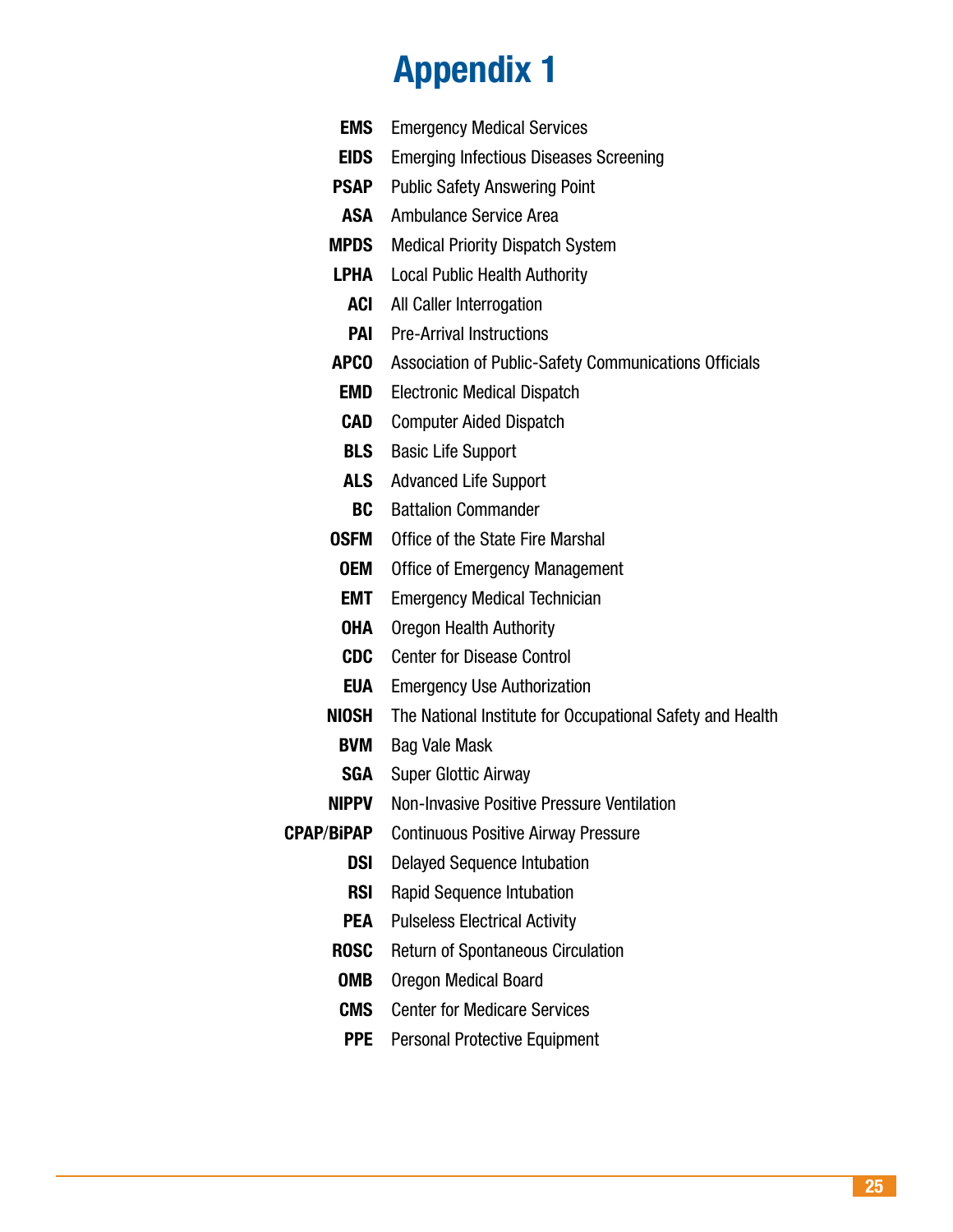# Appendix 1

| | |
|---|---|
| **EMS** | Emergency Medical Services |
| **EIDS** | Emerging Infectious Diseases Screening |
| **PSAP** | Public Safety Answering Point |
| **ASA** | Ambulance Service Area |
| **MPDS** | Medical Priority Dispatch System |
| **LPHA** | Local Public Health Authority |
| **ACI** | All Caller Interrogation |
| **PAI** | Pre-Arrival Instructions |
| **APCO** | Association of Public-Safety Communications Officials |
| **EMD** | Electronic Medical Dispatch |
| **CAD** | Computer Aided Dispatch |
| **BLS** | Basic Life Support |
| **ALS** | Advanced Life Support |
| **BC** | Battalion Commander |
| **OSFM** | Office of the State Fire Marshal |
| **OEM** | Office of Emergency Management |
| **EMT** | Emergency Medical Technician |
| **OHA** | Oregon Health Authority |
| **CDC** | Center for Disease Control |
| **EUA** | Emergency Use Authorization |
| **NIOSH** | The National Institute for Occupational Safety and Health |
| **BVM** | Bag Vale Mask |
| **SGA** | Super Glottic Airway |
| **NIPPV** | Non-Invasive Positive Pressure Ventilation |
| **CPAP/BiPAP** | Continuous Positive Airway Pressure |
| **DSI** | Delayed Sequence Intubation |
| **RSI** | Rapid Sequence Intubation |
| **PEA** | Pulseless Electrical Activity |
| **ROSC** | Return of Spontaneous Circulation |
| **OMB** | Oregon Medical Board |
| **CMS** | Center for Medicare Services |
| **PPE** | Personal Protective Equipment |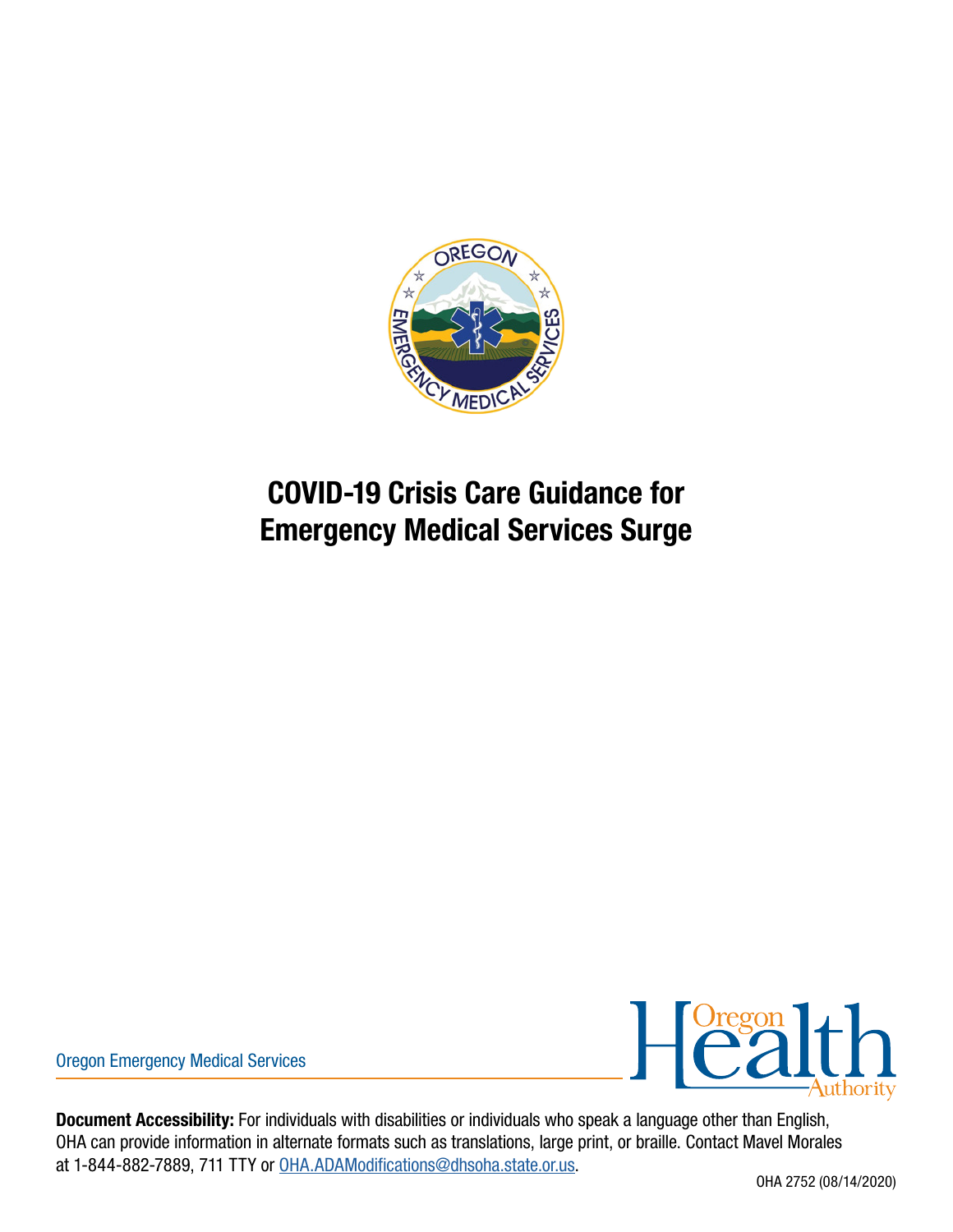# COVID-19 Crisis Care Guidance for Emergency Medical Services Surge

Oregon Emergency Medical Services

**Document Accessibility:** For individuals with disabilities or individuals who speak a language other than English, OHA can provide information in alternate formats such as translations, large print, or braille. Contact Mavel Morales at 1-844-882-7889, 711 TTY or OHA.ADAModifications@dhsoha.state.or.us.

OHA 2752 (08/14/2020)